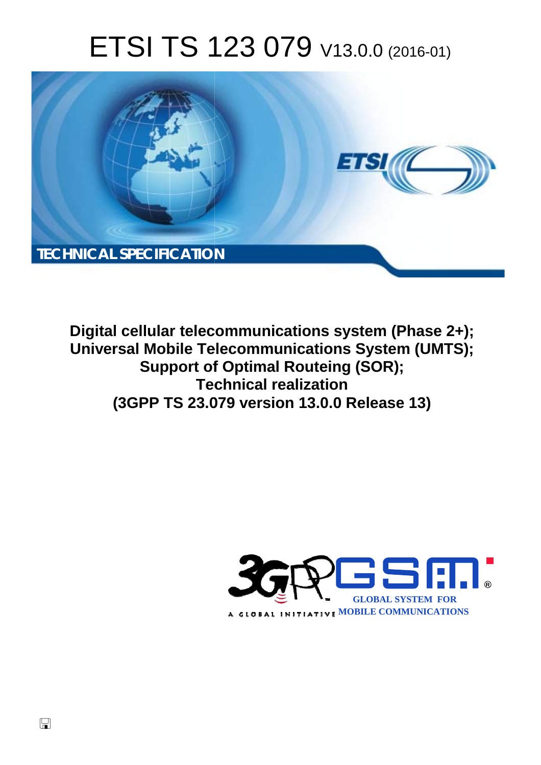# ETSI TS 123 079 V13.0.0 (2016-01)

TECHNICAL SPECIFICATION

**Digital cellular telecommunications system (Phase 2+); Universal Mobile Telecommunications System (UMTS); Support of Optimal Routeing (SOR); Technical realization (3GPP TS 23.079 version 13.0.0 Release 13)**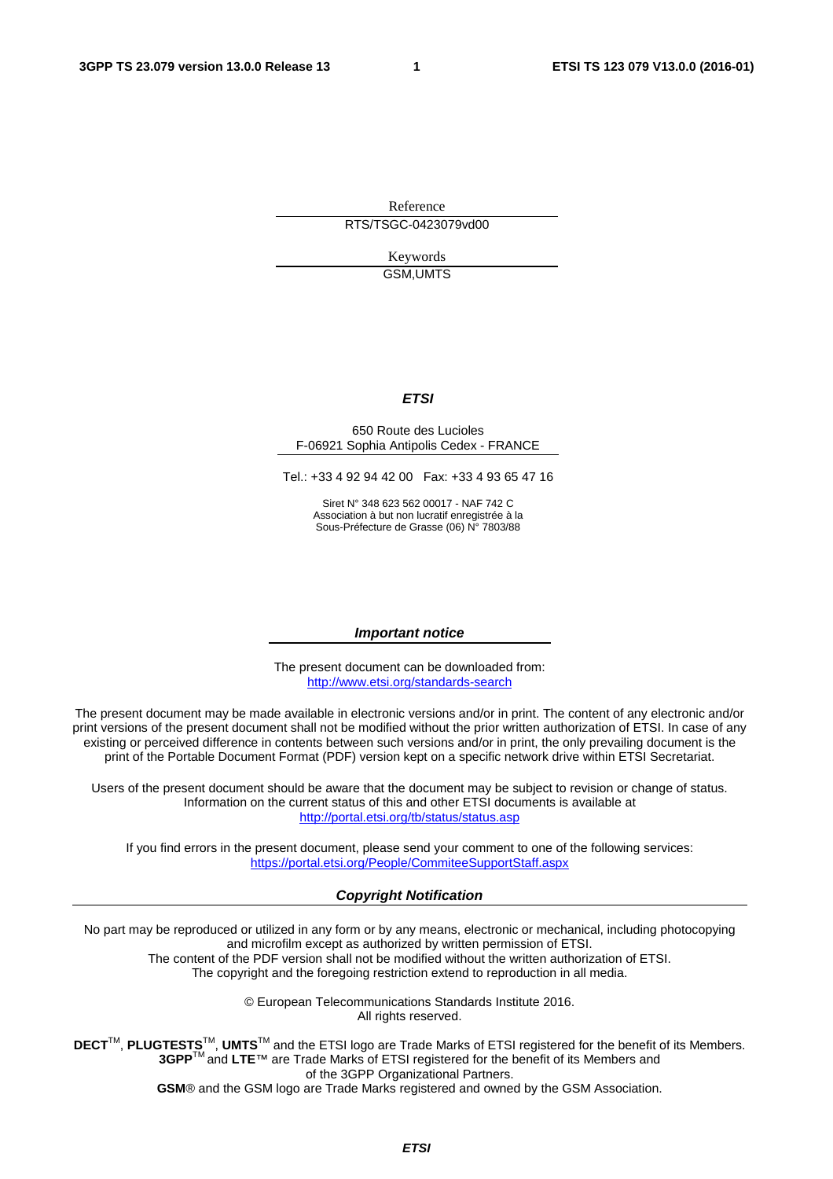Reference

RTS/TSGC-0423079vd00

Keywords

GSM,UMTS

***ETSI***

650 Route des Lucioles
F-06921 Sophia Antipolis Cedex - FRANCE

Tel.: +33 4 92 94 42 00 Fax: +33 4 93 65 47 16

Siret N° 348 623 562 00017 - NAF 742 C
Association à but non lucratif enregistrée à la
Sous-Préfecture de Grasse (06) N° 7803/88

***Important notice***

The present document can be downloaded from:
http://www.etsi.org/standards-search

The present document may be made available in electronic versions and/or in print. The content of any electronic and/or print versions of the present document shall not be modified without the prior written authorization of ETSI. In case of any existing or perceived difference in contents between such versions and/or in print, the only prevailing document is the print of the Portable Document Format (PDF) version kept on a specific network drive within ETSI Secretariat.

Users of the present document should be aware that the document may be subject to revision or change of status. Information on the current status of this and other ETSI documents is available at
http://portal.etsi.org/tb/status/status.asp

If you find errors in the present document, please send your comment to one of the following services:
https://portal.etsi.org/People/CommiteeSupportStaff.aspx

***Copyright Notification***

No part may be reproduced or utilized in any form or by any means, electronic or mechanical, including photocopying and microfilm except as authorized by written permission of ETSI.
The content of the PDF version shall not be modified without the written authorization of ETSI.
The copyright and the foregoing restriction extend to reproduction in all media.

© European Telecommunications Standards Institute 2016.
All rights reserved.

**DECT**™, **PLUGTESTS**™, **UMTS**™ and the ETSI logo are Trade Marks of ETSI registered for the benefit of its Members.
**3GPP**™ and **LTE**™ are Trade Marks of ETSI registered for the benefit of its Members and of the 3GPP Organizational Partners.
**GSM**® and the GSM logo are Trade Marks registered and owned by the GSM Association.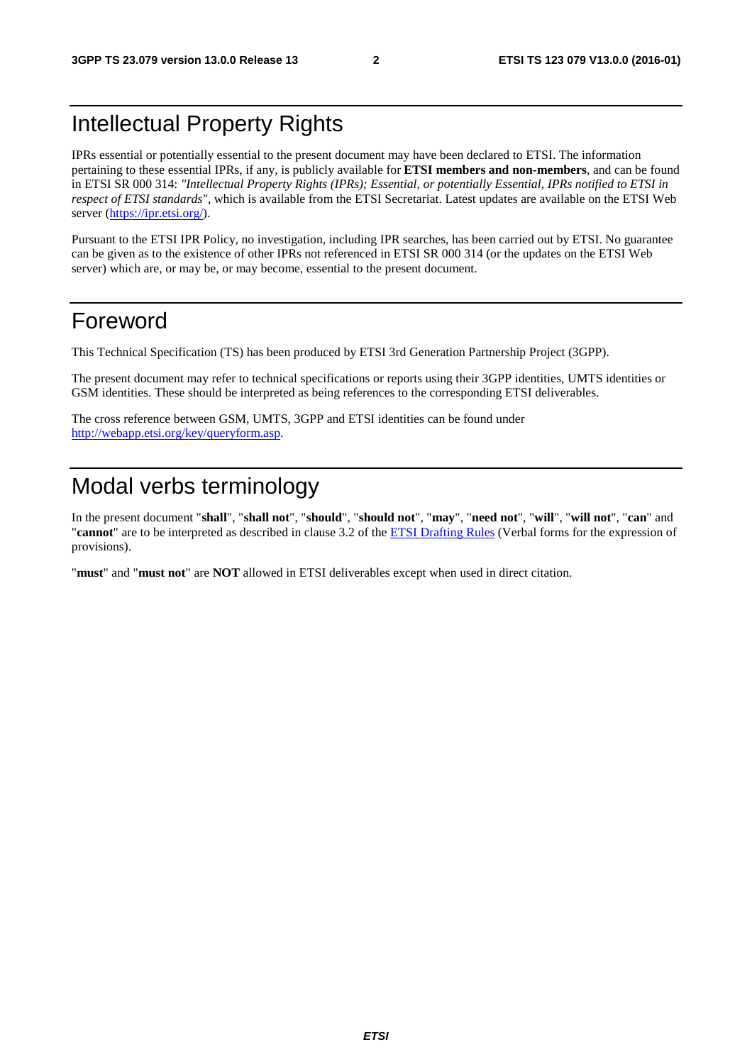# Intellectual Property Rights

IPRs essential or potentially essential to the present document may have been declared to ETSI. The information pertaining to these essential IPRs, if any, is publicly available for **ETSI members and non-members**, and can be found in ETSI SR 000 314: *"Intellectual Property Rights (IPRs); Essential, or potentially Essential, IPRs notified to ETSI in respect of ETSI standards"*, which is available from the ETSI Secretariat. Latest updates are available on the ETSI Web server (https://ipr.etsi.org/).

Pursuant to the ETSI IPR Policy, no investigation, including IPR searches, has been carried out by ETSI. No guarantee can be given as to the existence of other IPRs not referenced in ETSI SR 000 314 (or the updates on the ETSI Web server) which are, or may be, or may become, essential to the present document.

# Foreword

This Technical Specification (TS) has been produced by ETSI 3rd Generation Partnership Project (3GPP).

The present document may refer to technical specifications or reports using their 3GPP identities, UMTS identities or GSM identities. These should be interpreted as being references to the corresponding ETSI deliverables.

The cross reference between GSM, UMTS, 3GPP and ETSI identities can be found under http://webapp.etsi.org/key/queryform.asp.

# Modal verbs terminology

In the present document "**shall**", "**shall not**", "**should**", "**should not**", "**may**", "**need not**", "**will**", "**will not**", "**can**" and "**cannot**" are to be interpreted as described in clause 3.2 of the ETSI Drafting Rules (Verbal forms for the expression of provisions).

"**must**" and "**must not**" are **NOT** allowed in ETSI deliverables except when used in direct citation.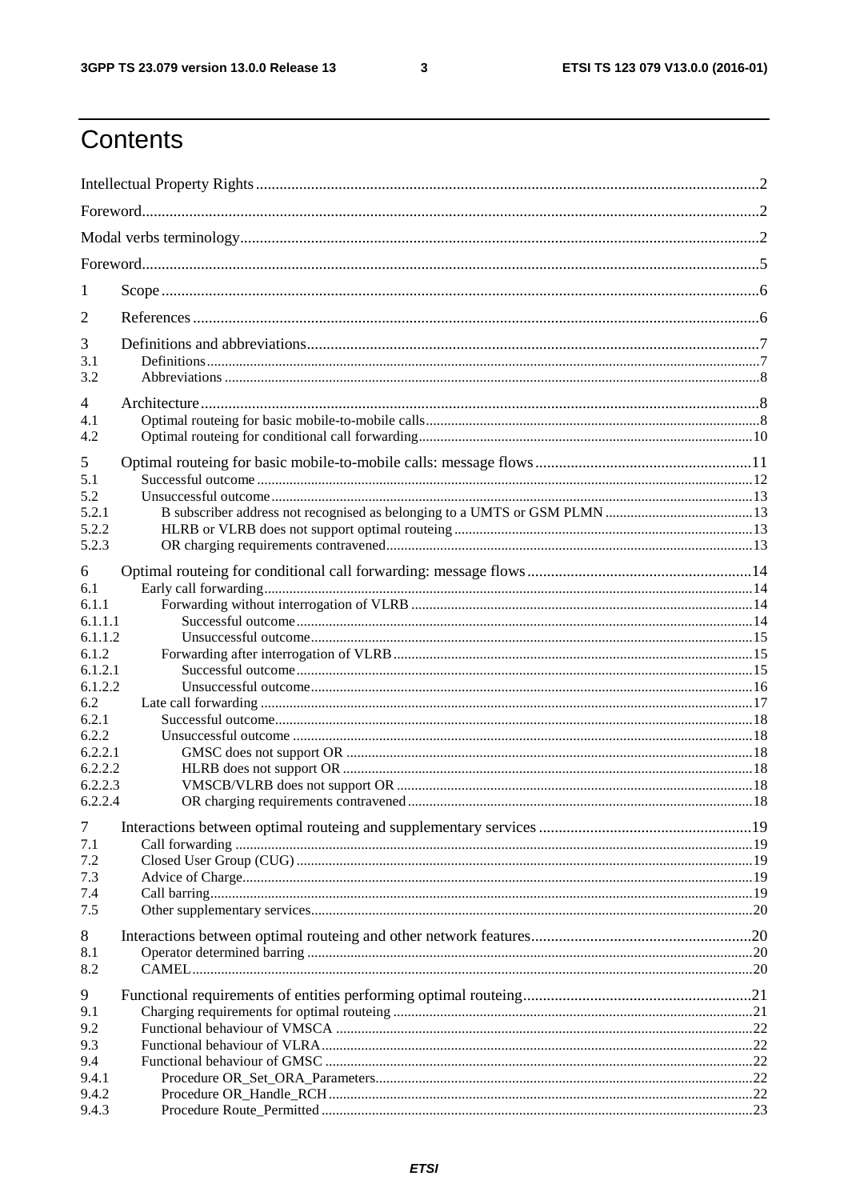# Contents

Intellectual Property Rights ........................................................................................................................2

Foreword.....................................................................................................................................................2

Modal verbs terminology.............................................................................................................................2

Foreword.....................................................................................................................................................5

1 Scope .......................................................................................................................................................6

2 References ...............................................................................................................................................6

3 Definitions and abbreviations..................................................................................................................7

3.1 Definitions.............................................................................................................................................7

3.2 Abbreviations .......................................................................................................................................8

4 Architecture .............................................................................................................................................8

4.1 Optimal routeing for basic mobile-to-mobile calls..............................................................................8

4.2 Optimal routeing for conditional call forwarding...............................................................................10

5 Optimal routeing for basic mobile-to-mobile calls: message flows.......................................................11

5.1 Successful outcome ............................................................................................................................12

5.2 Unsuccessful outcome.........................................................................................................................13

5.2.1 B subscriber address not recognised as belonging to a UMTS or GSM PLMN ...............................13

5.2.2 HLRB or VLRB does not support optimal routeing ........................................................................13

5.2.3 OR charging requirements contravened............................................................................................13

6 Optimal routeing for conditional call forwarding: message flows.........................................................14

6.1 Early call forwarding...........................................................................................................................14

6.1.1 Forwarding without interrogation of VLRB .....................................................................................14

6.1.1.1 Successful outcome.........................................................................................................................14

6.1.1.2 Unsuccessful outcome.....................................................................................................................15

6.1.2 Forwarding after interrogation of VLRB...........................................................................................15

6.1.2.1 Successful outcome.........................................................................................................................15

6.1.2.2 Unsuccessful outcome.....................................................................................................................16

6.2 Late call forwarding ............................................................................................................................17

6.2.1 Successful outcome............................................................................................................................18

6.2.2 Unsuccessful outcome .......................................................................................................................18

6.2.2.1 GMSC does not support OR ...........................................................................................................18

6.2.2.2 HLRB does not support OR ............................................................................................................18

6.2.2.3 VMSCB/VLRB does not support OR .............................................................................................18

6.2.2.4 OR charging requirements contravened..........................................................................................18

7 Interactions between optimal routeing and supplementary services .......................................................19

7.1 Call forwarding ...................................................................................................................................19

7.2 Closed User Group (CUG) ..................................................................................................................19

7.3 Advice of Charge.................................................................................................................................19

7.4 Call barring..........................................................................................................................................19

7.5 Other supplementary services..............................................................................................................20

8 Interactions between optimal routeing and other network features.........................................................20

8.1 Operator determined barring ...............................................................................................................20

8.2 CAMEL...............................................................................................................................................20

9 Functional requirements of entities performing optimal routeing...........................................................21

9.1 Charging requirements for optimal routeing .......................................................................................21

9.2 Functional behaviour of VMSCA ........................................................................................................22

9.3 Functional behaviour of VLRA............................................................................................................22

9.4 Functional behaviour of GMSC ...........................................................................................................22

9.4.1 Procedure OR_Set_ORA_Parameters................................................................................................22

9.4.2 Procedure OR_Handle_RCH .............................................................................................................22

9.4.3 Procedure Route_Permitted ...............................................................................................................23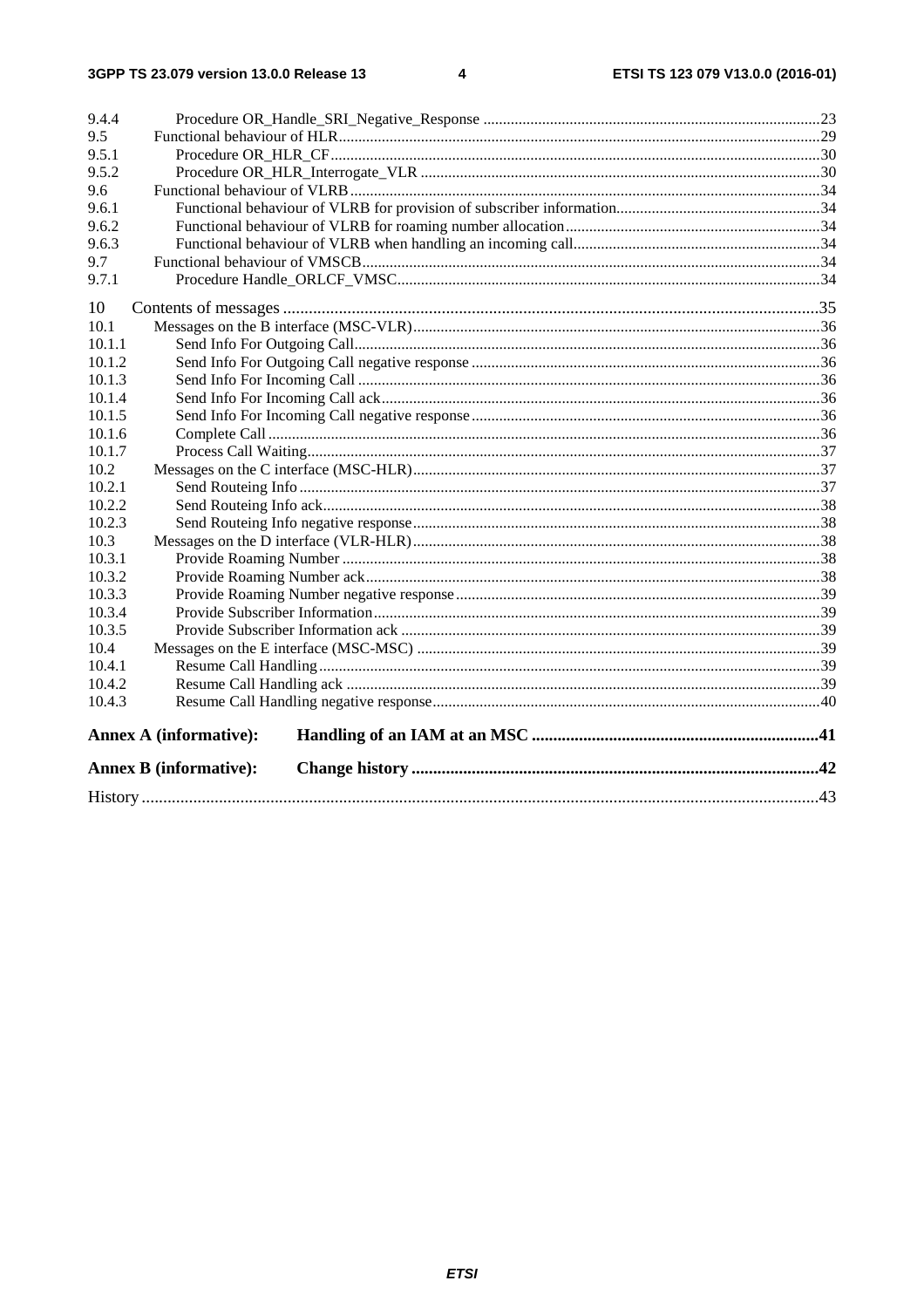9.4.4 Procedure OR_Handle_SRI_Negative_Response ....................................................................................23
9.5 Functional behaviour of HLR........................................................................................................................29
9.5.1 Procedure OR_HLR_CF..........................................................................................................................30
9.5.2 Procedure OR_HLR_Interrogate_VLR ....................................................................................................30
9.6 Functional behaviour of VLRB......................................................................................................................34
9.6.1 Functional behaviour of VLRB for provision of subscriber information...................................................34
9.6.2 Functional behaviour of VLRB for roaming number allocation................................................................34
9.6.3 Functional behaviour of VLRB when handling an incoming call..............................................................34
9.7 Functional behaviour of VMSCB...................................................................................................................34
9.7.1 Procedure Handle_ORLCF_VMSC..........................................................................................................34

10 Contents of messages ............................................................................................................................35
10.1 Messages on the B interface (MSC-VLR)......................................................................................................36
10.1.1 Send Info For Outgoing Call.....................................................................................................................36
10.1.2 Send Info For Outgoing Call negative response ........................................................................................36
10.1.3 Send Info For Incoming Call ....................................................................................................................36
10.1.4 Send Info For Incoming Call ack...............................................................................................................36
10.1.5 Send Info For Incoming Call negative response........................................................................................36
10.1.6 Complete Call ...........................................................................................................................................36
10.1.7 Process Call Waiting..................................................................................................................................37
10.2 Messages on the C interface (MSC-HLR)......................................................................................................37
10.2.1 Send Routeing Info ...................................................................................................................................37
10.2.2 Send Routeing Info ack.............................................................................................................................38
10.2.3 Send Routeing Info negative response.......................................................................................................38
10.3 Messages on the D interface (VLR-HLR)......................................................................................................38
10.3.1 Provide Roaming Number ........................................................................................................................38
10.3.2 Provide Roaming Number ack..................................................................................................................38
10.3.3 Provide Roaming Number negative response............................................................................................39
10.3.4 Provide Subscriber Information................................................................................................................39
10.3.5 Provide Subscriber Information ack .........................................................................................................39
10.4 Messages on the E interface (MSC-MSC) .....................................................................................................39
10.4.1 Resume Call Handling..............................................................................................................................39
10.4.2 Resume Call Handling ack .......................................................................................................................39
10.4.3 Resume Call Handling negative response.................................................................................................40

**Annex A (informative): Handling of an IAM at an MSC .................................................................41**

**Annex B (informative): Change history .............................................................................................42**

History ............................................................................................................................................................43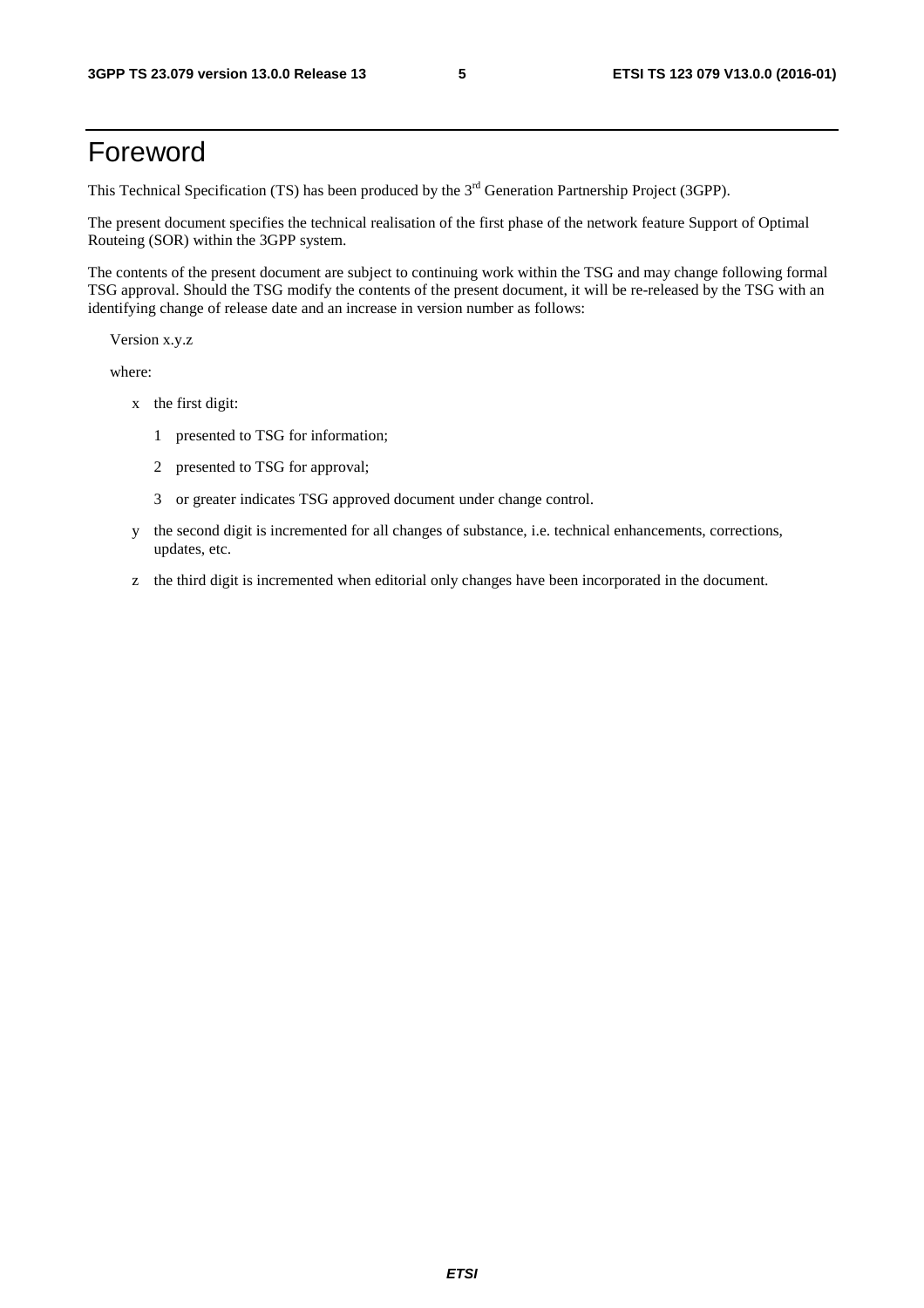# Foreword

This Technical Specification (TS) has been produced by the 3rd Generation Partnership Project (3GPP).

The present document specifies the technical realisation of the first phase of the network feature Support of Optimal Routeing (SOR) within the 3GPP system.

The contents of the present document are subject to continuing work within the TSG and may change following formal TSG approval. Should the TSG modify the contents of the present document, it will be re-released by the TSG with an identifying change of release date and an increase in version number as follows:

Version x.y.z

where:

- x the first digit:
  - 1 presented to TSG for information;
  - 2 presented to TSG for approval;
  - 3 or greater indicates TSG approved document under change control.
- y the second digit is incremented for all changes of substance, i.e. technical enhancements, corrections, updates, etc.
- z the third digit is incremented when editorial only changes have been incorporated in the document.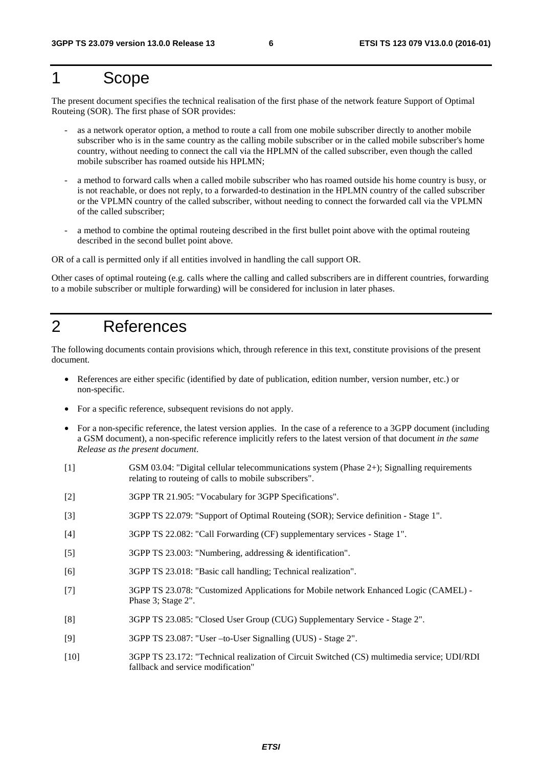# 1 Scope

The present document specifies the technical realisation of the first phase of the network feature Support of Optimal Routeing (SOR). The first phase of SOR provides:

- as a network operator option, a method to route a call from one mobile subscriber directly to another mobile subscriber who is in the same country as the calling mobile subscriber or in the called mobile subscriber's home country, without needing to connect the call via the HPLMN of the called subscriber, even though the called mobile subscriber has roamed outside his HPLMN;
- a method to forward calls when a called mobile subscriber who has roamed outside his home country is busy, or is not reachable, or does not reply, to a forwarded-to destination in the HPLMN country of the called subscriber or the VPLMN country of the called subscriber, without needing to connect the forwarded call via the VPLMN of the called subscriber;
- a method to combine the optimal routeing described in the first bullet point above with the optimal routeing described in the second bullet point above.

OR of a call is permitted only if all entities involved in handling the call support OR.

Other cases of optimal routeing (e.g. calls where the calling and called subscribers are in different countries, forwarding to a mobile subscriber or multiple forwarding) will be considered for inclusion in later phases.

# 2 References

The following documents contain provisions which, through reference in this text, constitute provisions of the present document.

- References are either specific (identified by date of publication, edition number, version number, etc.) or non-specific.
- For a specific reference, subsequent revisions do not apply.
- For a non-specific reference, the latest version applies. In the case of a reference to a 3GPP document (including a GSM document), a non-specific reference implicitly refers to the latest version of that document *in the same Release as the present document*.

[1] GSM 03.04: "Digital cellular telecommunications system (Phase 2+); Signalling requirements relating to routeing of calls to mobile subscribers".

[2] 3GPP TR 21.905: "Vocabulary for 3GPP Specifications".

[3] 3GPP TS 22.079: "Support of Optimal Routeing (SOR); Service definition - Stage 1".

[4] 3GPP TS 22.082: "Call Forwarding (CF) supplementary services - Stage 1".

[5] 3GPP TS 23.003: "Numbering, addressing & identification".

[6] 3GPP TS 23.018: "Basic call handling; Technical realization".

[7] 3GPP TS 23.078: "Customized Applications for Mobile network Enhanced Logic (CAMEL) - Phase 3; Stage 2".

[8] 3GPP TS 23.085: "Closed User Group (CUG) Supplementary Service - Stage 2".

[9] 3GPP TS 23.087: "User –to-User Signalling (UUS) - Stage 2".

[10] 3GPP TS 23.172: "Technical realization of Circuit Switched (CS) multimedia service; UDI/RDI fallback and service modification"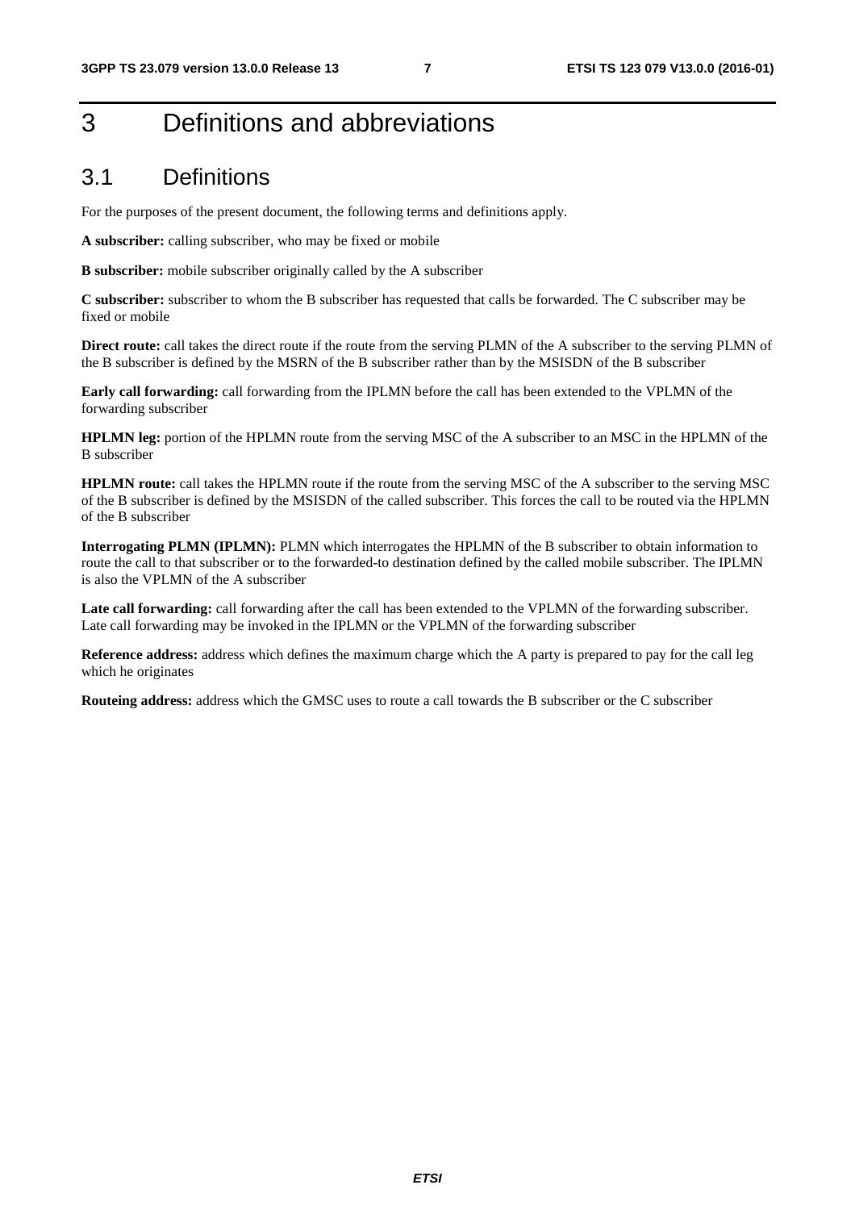# 3 Definitions and abbreviations

## 3.1 Definitions

For the purposes of the present document, the following terms and definitions apply.

**A subscriber:** calling subscriber, who may be fixed or mobile

**B subscriber:** mobile subscriber originally called by the A subscriber

**C subscriber:** subscriber to whom the B subscriber has requested that calls be forwarded. The C subscriber may be fixed or mobile

**Direct route:** call takes the direct route if the route from the serving PLMN of the A subscriber to the serving PLMN of the B subscriber is defined by the MSRN of the B subscriber rather than by the MSISDN of the B subscriber

**Early call forwarding:** call forwarding from the IPLMN before the call has been extended to the VPLMN of the forwarding subscriber

**HPLMN leg:** portion of the HPLMN route from the serving MSC of the A subscriber to an MSC in the HPLMN of the B subscriber

**HPLMN route:** call takes the HPLMN route if the route from the serving MSC of the A subscriber to the serving MSC of the B subscriber is defined by the MSISDN of the called subscriber. This forces the call to be routed via the HPLMN of the B subscriber

**Interrogating PLMN (IPLMN):** PLMN which interrogates the HPLMN of the B subscriber to obtain information to route the call to that subscriber or to the forwarded-to destination defined by the called mobile subscriber. The IPLMN is also the VPLMN of the A subscriber

**Late call forwarding:** call forwarding after the call has been extended to the VPLMN of the forwarding subscriber. Late call forwarding may be invoked in the IPLMN or the VPLMN of the forwarding subscriber

**Reference address:** address which defines the maximum charge which the A party is prepared to pay for the call leg which he originates

**Routeing address:** address which the GMSC uses to route a call towards the B subscriber or the C subscriber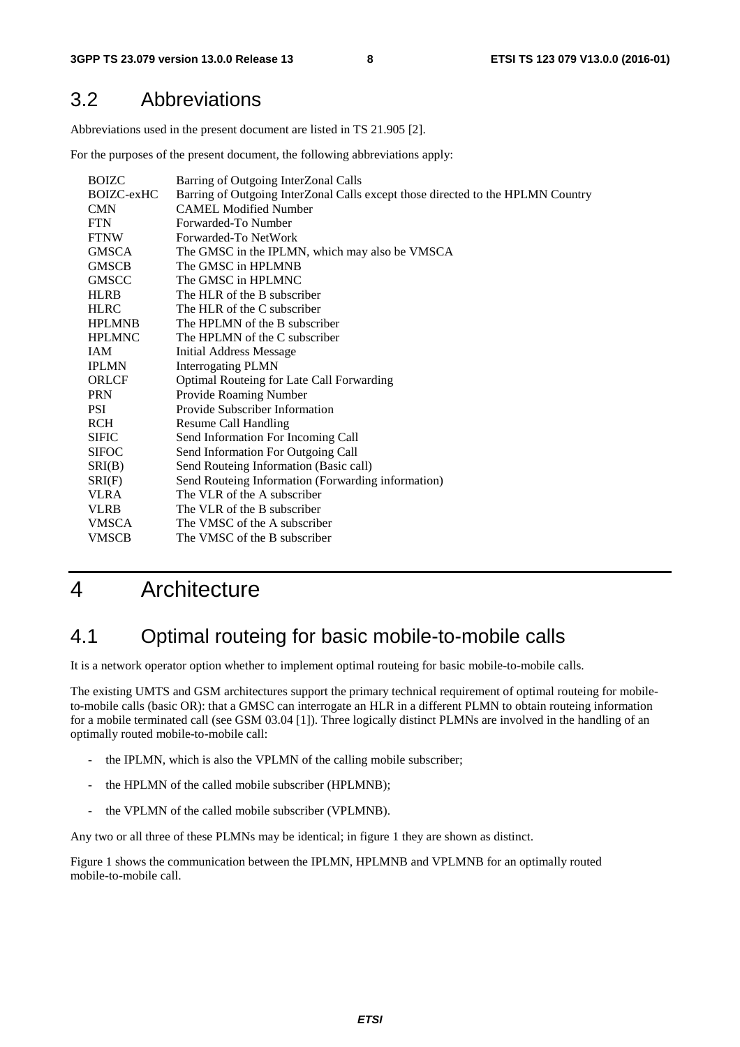## 3.2 Abbreviations

Abbreviations used in the present document are listed in TS 21.905 [2].

For the purposes of the present document, the following abbreviations apply:

| | |
|---|---|
| BOIZC | Barring of Outgoing InterZonal Calls |
| BOIZC-exHC | Barring of Outgoing InterZonal Calls except those directed to the HPLMN Country |
| CMN | CAMEL Modified Number |
| FTN | Forwarded-To Number |
| FTNW | Forwarded-To NetWork |
| GMSCA | The GMSC in the IPLMN, which may also be VMSCA |
| GMSCB | The GMSC in HPLMNB |
| GMSCC | The GMSC in HPLMNC |
| HLRB | The HLR of the B subscriber |
| HLRC | The HLR of the C subscriber |
| HPLMNB | The HPLMN of the B subscriber |
| HPLMNC | The HPLMN of the C subscriber |
| IAM | Initial Address Message |
| IPLMN | Interrogating PLMN |
| ORLCF | Optimal Routeing for Late Call Forwarding |
| PRN | Provide Roaming Number |
| PSI | Provide Subscriber Information |
| RCH | Resume Call Handling |
| SIFIC | Send Information For Incoming Call |
| SIFOC | Send Information For Outgoing Call |
| SRI(B) | Send Routeing Information (Basic call) |
| SRI(F) | Send Routeing Information (Forwarding information) |
| VLRA | The VLR of the A subscriber |
| VLRB | The VLR of the B subscriber |
| VMSCA | The VMSC of the A subscriber |
| VMSCB | The VMSC of the B subscriber |

# 4 Architecture

## 4.1 Optimal routeing for basic mobile-to-mobile calls

It is a network operator option whether to implement optimal routeing for basic mobile-to-mobile calls.

The existing UMTS and GSM architectures support the primary technical requirement of optimal routeing for mobile-to-mobile calls (basic OR): that a GMSC can interrogate an HLR in a different PLMN to obtain routeing information for a mobile terminated call (see GSM 03.04 [1]). Three logically distinct PLMNs are involved in the handling of an optimally routed mobile-to-mobile call:

- the IPLMN, which is also the VPLMN of the calling mobile subscriber;
- the HPLMN of the called mobile subscriber (HPLMNB);
- the VPLMN of the called mobile subscriber (VPLMNB).

Any two or all three of these PLMNs may be identical; in figure 1 they are shown as distinct.

Figure 1 shows the communication between the IPLMN, HPLMNB and VPLMNB for an optimally routed mobile-to-mobile call.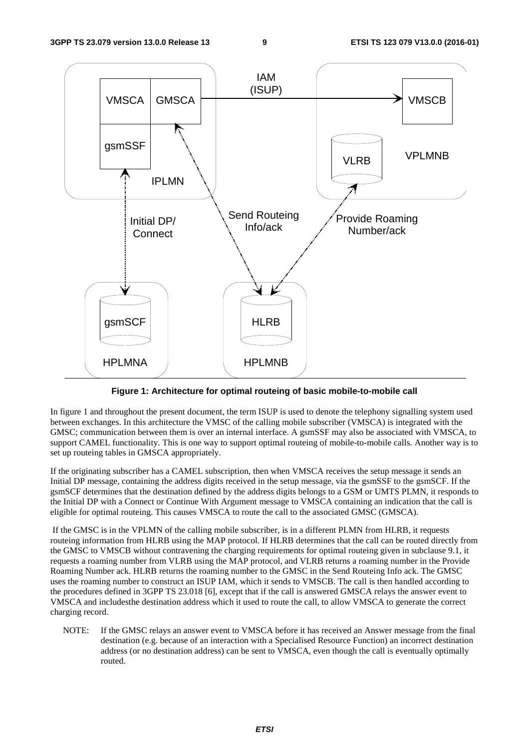**Figure 1: Architecture for optimal routeing of basic mobile-to-mobile call**

In figure 1 and throughout the present document, the term ISUP is used to denote the telephony signalling system used between exchanges. In this architecture the VMSC of the calling mobile subscriber (VMSCA) is integrated with the GMSC; communication between them is over an internal interface. A gsmSSF may also be associated with VMSCA, to support CAMEL functionality. This is one way to support optimal routeing of mobile-to-mobile calls. Another way is to set up routeing tables in GMSCA appropriately.

If the originating subscriber has a CAMEL subscription, then when VMSCA receives the setup message it sends an Initial DP message, containing the address digits received in the setup message, via the gsmSSF to the gsmSCF. If the gsmSCF determines that the destination defined by the address digits belongs to a GSM or UMTS PLMN, it responds to the Initial DP with a Connect or Continue With Argument message to VMSCA containing an indication that the call is eligible for optimal routeing. This causes VMSCA to route the call to the associated GMSC (GMSCA).

If the GMSC is in the VPLMN of the calling mobile subscriber, is in a different PLMN from HLRB, it requests routeing information from HLRB using the MAP protocol. If HLRB determines that the call can be routed directly from the GMSC to VMSCB without contravening the charging requirements for optimal routeing given in subclause 9.1, it requests a roaming number from VLRB using the MAP protocol, and VLRB returns a roaming number in the Provide Roaming Number ack. HLRB returns the roaming number to the GMSC in the Send Routeing Info ack. The GMSC uses the roaming number to construct an ISUP IAM, which it sends to VMSCB. The call is then handled according to the procedures defined in 3GPP TS 23.018 [6], except that if the call is answered GMSCA relays the answer event to VMSCA and includesthe destination address which it used to route the call, to allow VMSCA to generate the correct charging record.

NOTE: If the GMSC relays an answer event to VMSCA before it has received an Answer message from the final destination (e.g. because of an interaction with a Specialised Resource Function) an incorrect destination address (or no destination address) can be sent to VMSCA, even though the call is eventually optimally routed.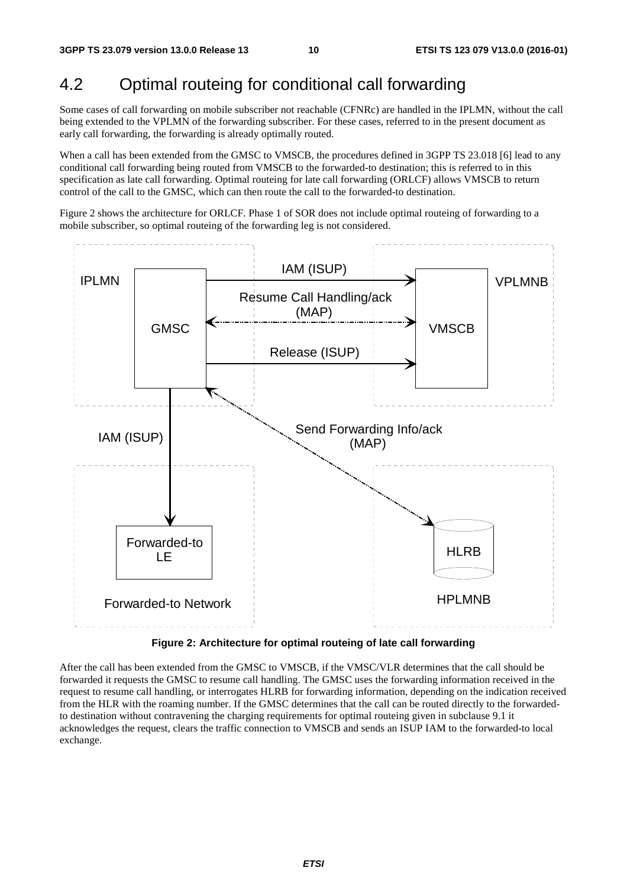## 4.2 Optimal routeing for conditional call forwarding

Some cases of call forwarding on mobile subscriber not reachable (CFNRc) are handled in the IPLMN, without the call being extended to the VPLMN of the forwarding subscriber. For these cases, referred to in the present document as early call forwarding, the forwarding is already optimally routed.

When a call has been extended from the GMSC to VMSCB, the procedures defined in 3GPP TS 23.018 [6] lead to any conditional call forwarding being routed from VMSCB to the forwarded-to destination; this is referred to in this specification as late call forwarding. Optimal routeing for late call forwarding (ORLCF) allows VMSCB to return control of the call to the GMSC, which can then route the call to the forwarded-to destination.

Figure 2 shows the architecture for ORLCF. Phase 1 of SOR does not include optimal routeing of forwarding to a mobile subscriber, so optimal routeing of the forwarding leg is not considered.

**Figure 2: Architecture for optimal routeing of late call forwarding**

After the call has been extended from the GMSC to VMSCB, if the VMSC/VLR determines that the call should be forwarded it requests the GMSC to resume call handling. The GMSC uses the forwarding information received in the request to resume call handling, or interrogates HLRB for forwarding information, depending on the indication received from the HLR with the roaming number. If the GMSC determines that the call can be routed directly to the forwarded-to destination without contravening the charging requirements for optimal routeing given in subclause 9.1 it acknowledges the request, clears the traffic connection to VMSCB and sends an ISUP IAM to the forwarded-to local exchange.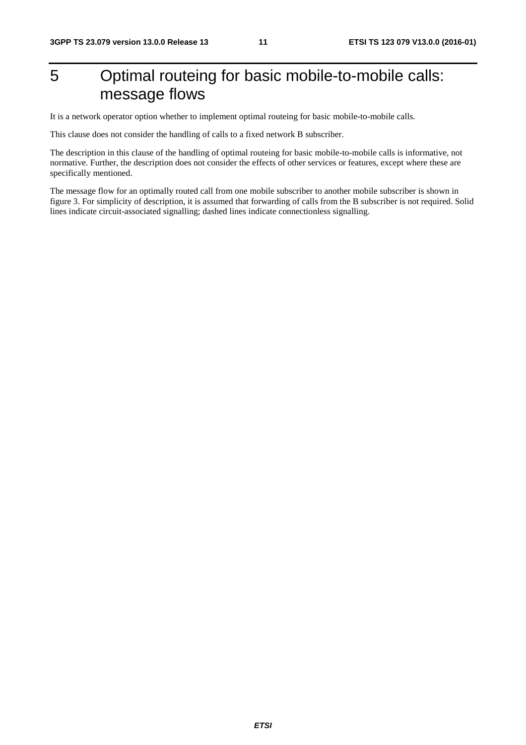# 5 Optimal routeing for basic mobile-to-mobile calls: message flows

It is a network operator option whether to implement optimal routeing for basic mobile-to-mobile calls.

This clause does not consider the handling of calls to a fixed network B subscriber.

The description in this clause of the handling of optimal routeing for basic mobile-to-mobile calls is informative, not normative. Further, the description does not consider the effects of other services or features, except where these are specifically mentioned.

The message flow for an optimally routed call from one mobile subscriber to another mobile subscriber is shown in figure 3. For simplicity of description, it is assumed that forwarding of calls from the B subscriber is not required. Solid lines indicate circuit-associated signalling; dashed lines indicate connectionless signalling.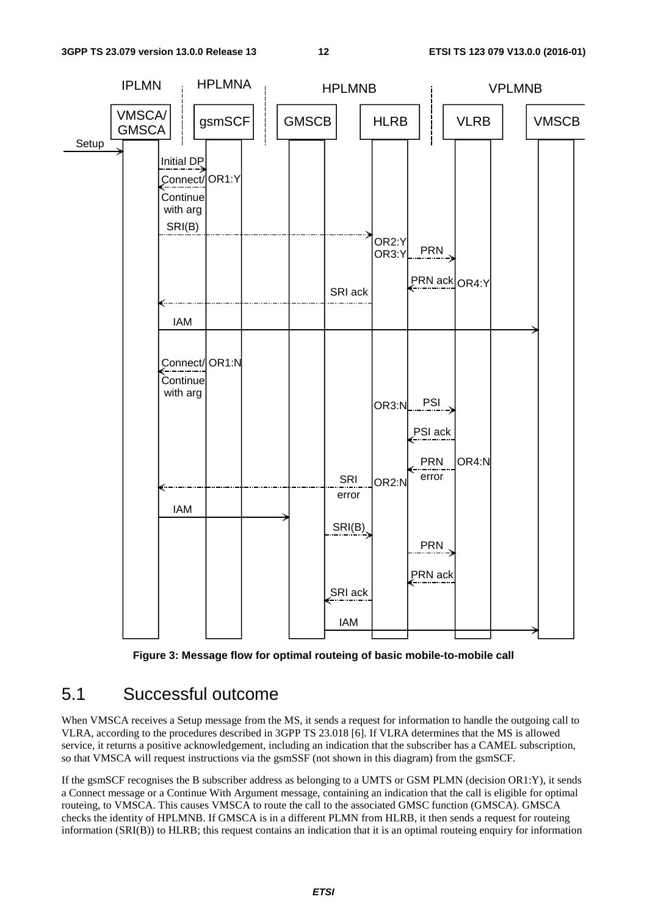**Figure 3: Message flow for optimal routeing of basic mobile-to-mobile call**

## 5.1 Successful outcome

When VMSCA receives a Setup message from the MS, it sends a request for information to handle the outgoing call to VLRA, according to the procedures described in 3GPP TS 23.018 [6]. If VLRA determines that the MS is allowed service, it returns a positive acknowledgement, including an indication that the subscriber has a CAMEL subscription, so that VMSCA will request instructions via the gsmSSF (not shown in this diagram) from the gsmSCF.

If the gsmSCF recognises the B subscriber address as belonging to a UMTS or GSM PLMN (decision OR1:Y), it sends a Connect message or a Continue With Argument message, containing an indication that the call is eligible for optimal routeing, to VMSCA. This causes VMSCA to route the call to the associated GMSC function (GMSCA). GMSCA checks the identity of HPLMNB. If GMSCA is in a different PLMN from HLRB, it then sends a request for routeing information (SRI(B)) to HLRB; this request contains an indication that it is an optimal routeing enquiry for information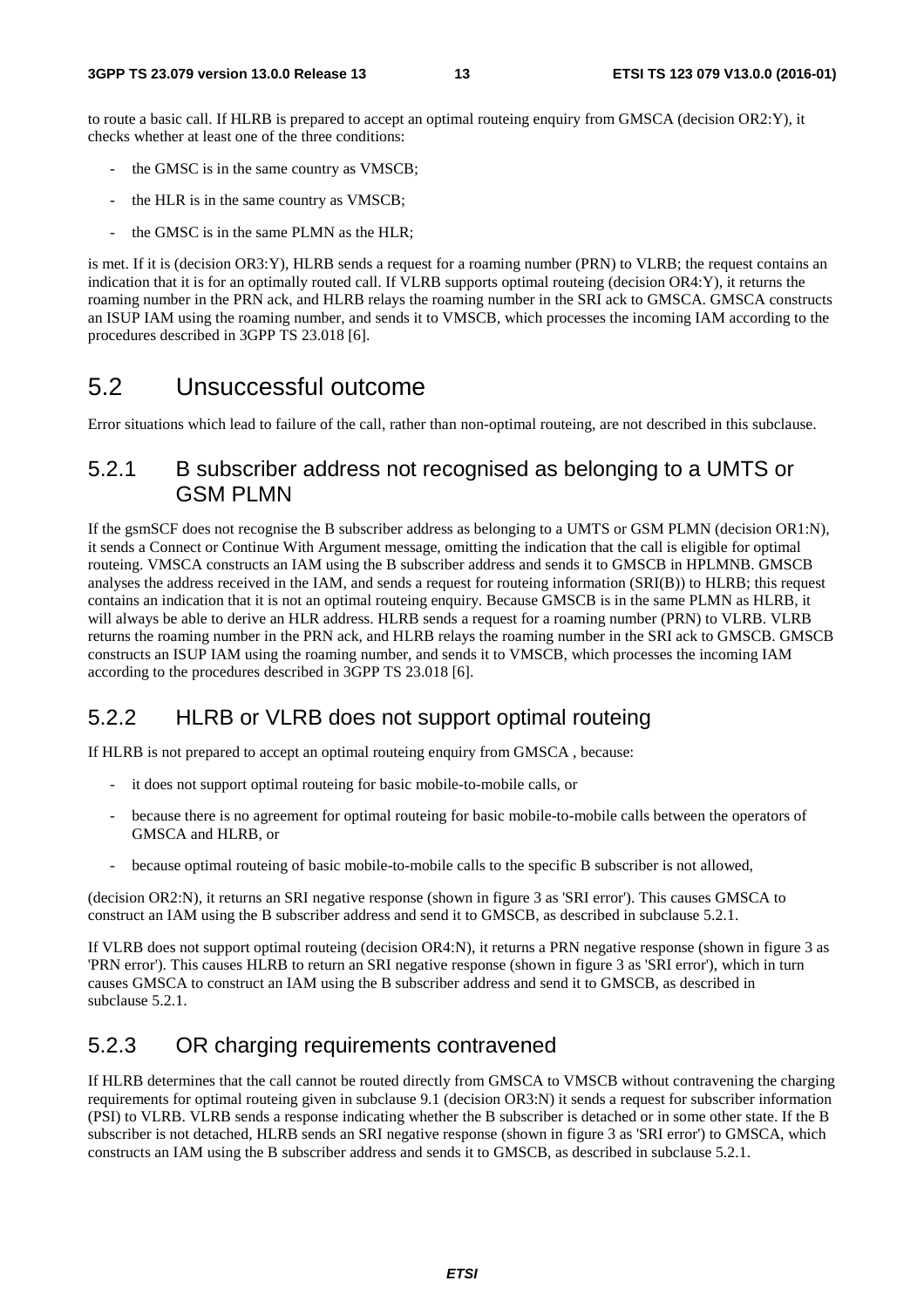to route a basic call. If HLRB is prepared to accept an optimal routeing enquiry from GMSCA (decision OR2:Y), it checks whether at least one of the three conditions:

- the GMSC is in the same country as VMSCB;
- the HLR is in the same country as VMSCB;
- the GMSC is in the same PLMN as the HLR;

is met. If it is (decision OR3:Y), HLRB sends a request for a roaming number (PRN) to VLRB; the request contains an indication that it is for an optimally routed call. If VLRB supports optimal routeing (decision OR4:Y), it returns the roaming number in the PRN ack, and HLRB relays the roaming number in the SRI ack to GMSCA. GMSCA constructs an ISUP IAM using the roaming number, and sends it to VMSCB, which processes the incoming IAM according to the procedures described in 3GPP TS 23.018 [6].

## 5.2 Unsuccessful outcome

Error situations which lead to failure of the call, rather than non-optimal routeing, are not described in this subclause.

### 5.2.1 B subscriber address not recognised as belonging to a UMTS or GSM PLMN

If the gsmSCF does not recognise the B subscriber address as belonging to a UMTS or GSM PLMN (decision OR1:N), it sends a Connect or Continue With Argument message, omitting the indication that the call is eligible for optimal routeing. VMSCA constructs an IAM using the B subscriber address and sends it to GMSCB in HPLMNB. GMSCB analyses the address received in the IAM, and sends a request for routeing information (SRI(B)) to HLRB; this request contains an indication that it is not an optimal routeing enquiry. Because GMSCB is in the same PLMN as HLRB, it will always be able to derive an HLR address. HLRB sends a request for a roaming number (PRN) to VLRB. VLRB returns the roaming number in the PRN ack, and HLRB relays the roaming number in the SRI ack to GMSCB. GMSCB constructs an ISUP IAM using the roaming number, and sends it to VMSCB, which processes the incoming IAM according to the procedures described in 3GPP TS 23.018 [6].

### 5.2.2 HLRB or VLRB does not support optimal routeing

If HLRB is not prepared to accept an optimal routeing enquiry from GMSCA , because:

- it does not support optimal routeing for basic mobile-to-mobile calls, or
- because there is no agreement for optimal routeing for basic mobile-to-mobile calls between the operators of GMSCA and HLRB, or
- because optimal routeing of basic mobile-to-mobile calls to the specific B subscriber is not allowed,

(decision OR2:N), it returns an SRI negative response (shown in figure 3 as 'SRI error'). This causes GMSCA to construct an IAM using the B subscriber address and send it to GMSCB, as described in subclause 5.2.1.

If VLRB does not support optimal routeing (decision OR4:N), it returns a PRN negative response (shown in figure 3 as 'PRN error'). This causes HLRB to return an SRI negative response (shown in figure 3 as 'SRI error'), which in turn causes GMSCA to construct an IAM using the B subscriber address and send it to GMSCB, as described in subclause 5.2.1.

### 5.2.3 OR charging requirements contravened

If HLRB determines that the call cannot be routed directly from GMSCA to VMSCB without contravening the charging requirements for optimal routeing given in subclause 9.1 (decision OR3:N) it sends a request for subscriber information (PSI) to VLRB. VLRB sends a response indicating whether the B subscriber is detached or in some other state. If the B subscriber is not detached, HLRB sends an SRI negative response (shown in figure 3 as 'SRI error') to GMSCA, which constructs an IAM using the B subscriber address and sends it to GMSCB, as described in subclause 5.2.1.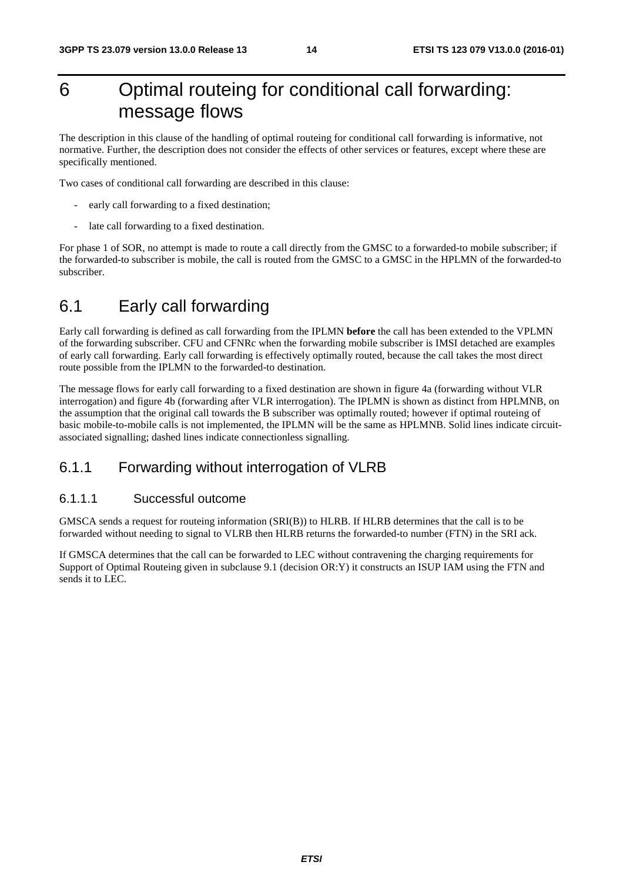# 6 Optimal routeing for conditional call forwarding: message flows

The description in this clause of the handling of optimal routeing for conditional call forwarding is informative, not normative. Further, the description does not consider the effects of other services or features, except where these are specifically mentioned.

Two cases of conditional call forwarding are described in this clause:

- early call forwarding to a fixed destination;
- late call forwarding to a fixed destination.

For phase 1 of SOR, no attempt is made to route a call directly from the GMSC to a forwarded-to mobile subscriber; if the forwarded-to subscriber is mobile, the call is routed from the GMSC to a GMSC in the HPLMN of the forwarded-to subscriber.

## 6.1 Early call forwarding

Early call forwarding is defined as call forwarding from the IPLMN **before** the call has been extended to the VPLMN of the forwarding subscriber. CFU and CFNRc when the forwarding mobile subscriber is IMSI detached are examples of early call forwarding. Early call forwarding is effectively optimally routed, because the call takes the most direct route possible from the IPLMN to the forwarded-to destination.

The message flows for early call forwarding to a fixed destination are shown in figure 4a (forwarding without VLR interrogation) and figure 4b (forwarding after VLR interrogation). The IPLMN is shown as distinct from HPLMNB, on the assumption that the original call towards the B subscriber was optimally routed; however if optimal routeing of basic mobile-to-mobile calls is not implemented, the IPLMN will be the same as HPLMNB. Solid lines indicate circuit-associated signalling; dashed lines indicate connectionless signalling.

### 6.1.1 Forwarding without interrogation of VLRB

#### 6.1.1.1 Successful outcome

GMSCA sends a request for routeing information (SRI(B)) to HLRB. If HLRB determines that the call is to be forwarded without needing to signal to VLRB then HLRB returns the forwarded-to number (FTN) in the SRI ack.

If GMSCA determines that the call can be forwarded to LEC without contravening the charging requirements for Support of Optimal Routeing given in subclause 9.1 (decision OR:Y) it constructs an ISUP IAM using the FTN and sends it to LEC.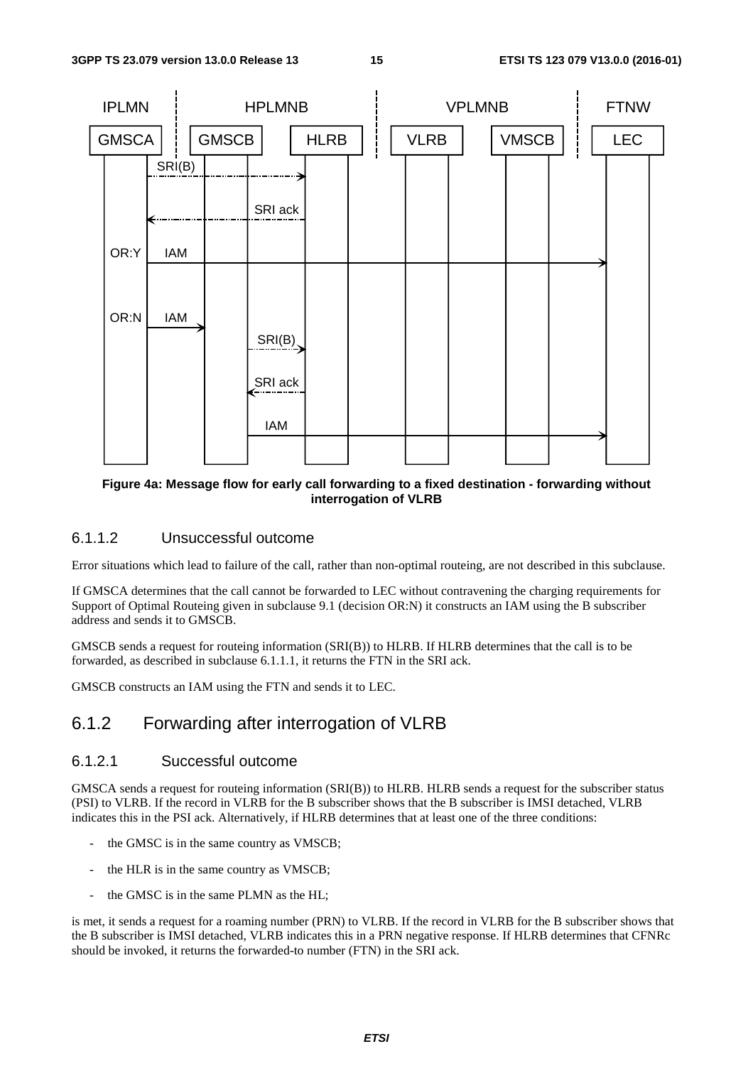**Figure 4a: Message flow for early call forwarding to a fixed destination - forwarding without interrogation of VLRB**

### 6.1.1.2 Unsuccessful outcome

Error situations which lead to failure of the call, rather than non-optimal routeing, are not described in this subclause.

If GMSCA determines that the call cannot be forwarded to LEC without contravening the charging requirements for Support of Optimal Routeing given in subclause 9.1 (decision OR:N) it constructs an IAM using the B subscriber address and sends it to GMSCB.

GMSCB sends a request for routeing information (SRI(B)) to HLRB. If HLRB determines that the call is to be forwarded, as described in subclause 6.1.1.1, it returns the FTN in the SRI ack.

GMSCB constructs an IAM using the FTN and sends it to LEC.

## 6.1.2 Forwarding after interrogation of VLRB

### 6.1.2.1 Successful outcome

GMSCA sends a request for routeing information (SRI(B)) to HLRB. HLRB sends a request for the subscriber status (PSI) to VLRB. If the record in VLRB for the B subscriber shows that the B subscriber is IMSI detached, VLRB indicates this in the PSI ack. Alternatively, if HLRB determines that at least one of the three conditions:

- the GMSC is in the same country as VMSCB;
- the HLR is in the same country as VMSCB;
- the GMSC is in the same PLMN as the HL;

is met, it sends a request for a roaming number (PRN) to VLRB. If the record in VLRB for the B subscriber shows that the B subscriber is IMSI detached, VLRB indicates this in a PRN negative response. If HLRB determines that CFNRc should be invoked, it returns the forwarded-to number (FTN) in the SRI ack.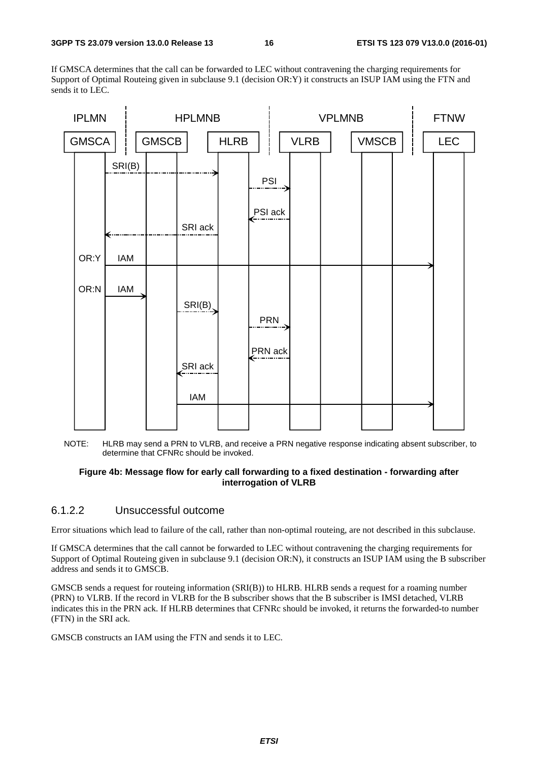If GMSCA determines that the call can be forwarded to LEC without contravening the charging requirements for Support of Optimal Routeing given in subclause 9.1 (decision OR:Y) it constructs an ISUP IAM using the FTN and sends it to LEC.

NOTE: HLRB may send a PRN to VLRB, and receive a PRN negative response indicating absent subscriber, to determine that CFNRc should be invoked.

**Figure 4b: Message flow for early call forwarding to a fixed destination - forwarding after interrogation of VLRB**

### 6.1.2.2 Unsuccessful outcome

Error situations which lead to failure of the call, rather than non-optimal routeing, are not described in this subclause.

If GMSCA determines that the call cannot be forwarded to LEC without contravening the charging requirements for Support of Optimal Routeing given in subclause 9.1 (decision OR:N), it constructs an ISUP IAM using the B subscriber address and sends it to GMSCB.

GMSCB sends a request for routeing information (SRI(B)) to HLRB. HLRB sends a request for a roaming number (PRN) to VLRB. If the record in VLRB for the B subscriber shows that the B subscriber is IMSI detached, VLRB indicates this in the PRN ack. If HLRB determines that CFNRc should be invoked, it returns the forwarded-to number (FTN) in the SRI ack.

GMSCB constructs an IAM using the FTN and sends it to LEC.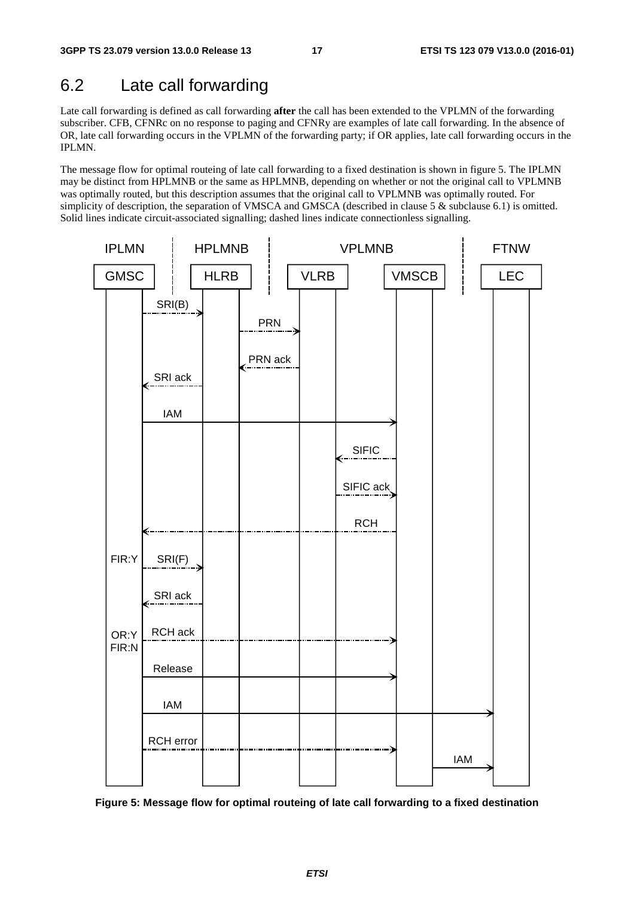## 6.2 Late call forwarding

Late call forwarding is defined as call forwarding **after** the call has been extended to the VPLMN of the forwarding subscriber. CFB, CFNRc on no response to paging and CFNRy are examples of late call forwarding. In the absence of OR, late call forwarding occurs in the VPLMN of the forwarding party; if OR applies, late call forwarding occurs in the IPLMN.

The message flow for optimal routeing of late call forwarding to a fixed destination is shown in figure 5. The IPLMN may be distinct from HPLMNB or the same as HPLMNB, depending on whether or not the original call to VPLMNB was optimally routed, but this description assumes that the original call to VPLMNB was optimally routed. For simplicity of description, the separation of VMSCA and GMSCA (described in clause 5 & subclause 6.1) is omitted. Solid lines indicate circuit-associated signalling; dashed lines indicate connectionless signalling.

**Figure 5: Message flow for optimal routeing of late call forwarding to a fixed destination**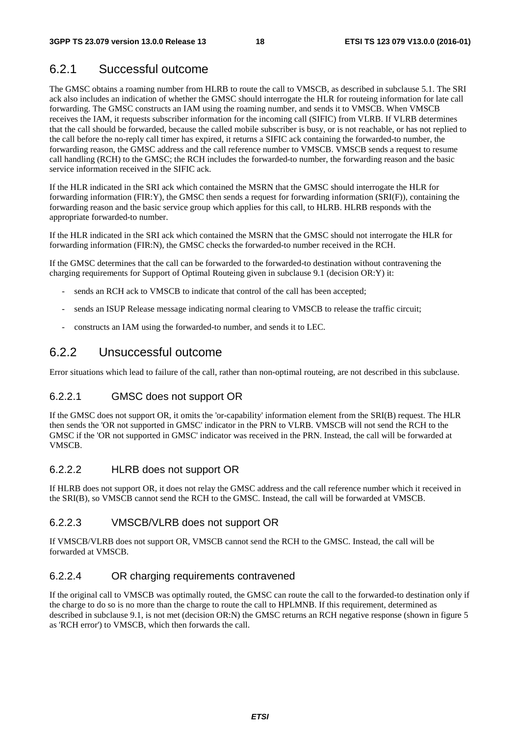### 6.2.1 Successful outcome

The GMSC obtains a roaming number from HLRB to route the call to VMSCB, as described in subclause 5.1. The SRI ack also includes an indication of whether the GMSC should interrogate the HLR for routeing information for late call forwarding. The GMSC constructs an IAM using the roaming number, and sends it to VMSCB. When VMSCB receives the IAM, it requests subscriber information for the incoming call (SIFIC) from VLRB. If VLRB determines that the call should be forwarded, because the called mobile subscriber is busy, or is not reachable, or has not replied to the call before the no-reply call timer has expired, it returns a SIFIC ack containing the forwarded-to number, the forwarding reason, the GMSC address and the call reference number to VMSCB. VMSCB sends a request to resume call handling (RCH) to the GMSC; the RCH includes the forwarded-to number, the forwarding reason and the basic service information received in the SIFIC ack.

If the HLR indicated in the SRI ack which contained the MSRN that the GMSC should interrogate the HLR for forwarding information (FIR:Y), the GMSC then sends a request for forwarding information (SRI(F)), containing the forwarding reason and the basic service group which applies for this call, to HLRB. HLRB responds with the appropriate forwarded-to number.

If the HLR indicated in the SRI ack which contained the MSRN that the GMSC should not interrogate the HLR for forwarding information (FIR:N), the GMSC checks the forwarded-to number received in the RCH.

If the GMSC determines that the call can be forwarded to the forwarded-to destination without contravening the charging requirements for Support of Optimal Routeing given in subclause 9.1 (decision OR:Y) it:

- sends an RCH ack to VMSCB to indicate that control of the call has been accepted;
- sends an ISUP Release message indicating normal clearing to VMSCB to release the traffic circuit;
- constructs an IAM using the forwarded-to number, and sends it to LEC.

### 6.2.2 Unsuccessful outcome

Error situations which lead to failure of the call, rather than non-optimal routeing, are not described in this subclause.

#### 6.2.2.1 GMSC does not support OR

If the GMSC does not support OR, it omits the 'or-capability' information element from the SRI(B) request. The HLR then sends the 'OR not supported in GMSC' indicator in the PRN to VLRB. VMSCB will not send the RCH to the GMSC if the 'OR not supported in GMSC' indicator was received in the PRN. Instead, the call will be forwarded at VMSCB.

#### 6.2.2.2 HLRB does not support OR

If HLRB does not support OR, it does not relay the GMSC address and the call reference number which it received in the SRI(B), so VMSCB cannot send the RCH to the GMSC. Instead, the call will be forwarded at VMSCB.

#### 6.2.2.3 VMSCB/VLRB does not support OR

If VMSCB/VLRB does not support OR, VMSCB cannot send the RCH to the GMSC. Instead, the call will be forwarded at VMSCB.

#### 6.2.2.4 OR charging requirements contravened

If the original call to VMSCB was optimally routed, the GMSC can route the call to the forwarded-to destination only if the charge to do so is no more than the charge to route the call to HPLMNB. If this requirement, determined as described in subclause 9.1, is not met (decision OR:N) the GMSC returns an RCH negative response (shown in figure 5 as 'RCH error') to VMSCB, which then forwards the call.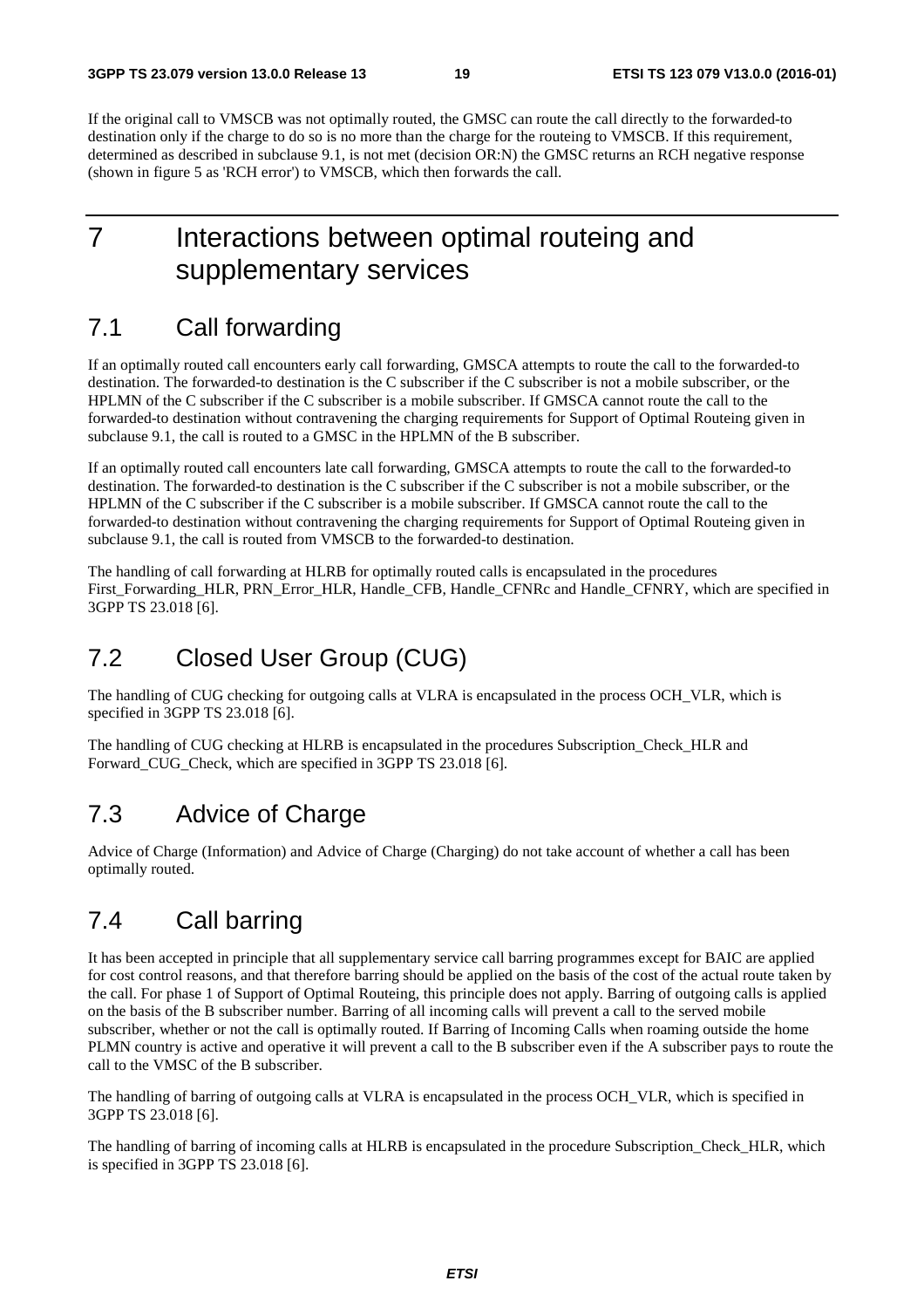If the original call to VMSCB was not optimally routed, the GMSC can route the call directly to the forwarded-to destination only if the charge to do so is no more than the charge for the routeing to VMSCB. If this requirement, determined as described in subclause 9.1, is not met (decision OR:N) the GMSC returns an RCH negative response (shown in figure 5 as 'RCH error') to VMSCB, which then forwards the call.

# 7 Interactions between optimal routeing and supplementary services

## 7.1 Call forwarding

If an optimally routed call encounters early call forwarding, GMSCA attempts to route the call to the forwarded-to destination. The forwarded-to destination is the C subscriber if the C subscriber is not a mobile subscriber, or the HPLMN of the C subscriber if the C subscriber is a mobile subscriber. If GMSCA cannot route the call to the forwarded-to destination without contravening the charging requirements for Support of Optimal Routeing given in subclause 9.1, the call is routed to a GMSC in the HPLMN of the B subscriber.

If an optimally routed call encounters late call forwarding, GMSCA attempts to route the call to the forwarded-to destination. The forwarded-to destination is the C subscriber if the C subscriber is not a mobile subscriber, or the HPLMN of the C subscriber if the C subscriber is a mobile subscriber. If GMSCA cannot route the call to the forwarded-to destination without contravening the charging requirements for Support of Optimal Routeing given in subclause 9.1, the call is routed from VMSCB to the forwarded-to destination.

The handling of call forwarding at HLRB for optimally routed calls is encapsulated in the procedures First_Forwarding_HLR, PRN_Error_HLR, Handle_CFB, Handle_CFNRc and Handle_CFNRY, which are specified in 3GPP TS 23.018 [6].

## 7.2 Closed User Group (CUG)

The handling of CUG checking for outgoing calls at VLRA is encapsulated in the process OCH_VLR, which is specified in 3GPP TS 23.018 [6].

The handling of CUG checking at HLRB is encapsulated in the procedures Subscription_Check_HLR and Forward_CUG_Check, which are specified in 3GPP TS 23.018 [6].

## 7.3 Advice of Charge

Advice of Charge (Information) and Advice of Charge (Charging) do not take account of whether a call has been optimally routed.

## 7.4 Call barring

It has been accepted in principle that all supplementary service call barring programmes except for BAIC are applied for cost control reasons, and that therefore barring should be applied on the basis of the cost of the actual route taken by the call. For phase 1 of Support of Optimal Routeing, this principle does not apply. Barring of outgoing calls is applied on the basis of the B subscriber number. Barring of all incoming calls will prevent a call to the served mobile subscriber, whether or not the call is optimally routed. If Barring of Incoming Calls when roaming outside the home PLMN country is active and operative it will prevent a call to the B subscriber even if the A subscriber pays to route the call to the VMSC of the B subscriber.

The handling of barring of outgoing calls at VLRA is encapsulated in the process OCH_VLR, which is specified in 3GPP TS 23.018 [6].

The handling of barring of incoming calls at HLRB is encapsulated in the procedure Subscription_Check_HLR, which is specified in 3GPP TS 23.018 [6].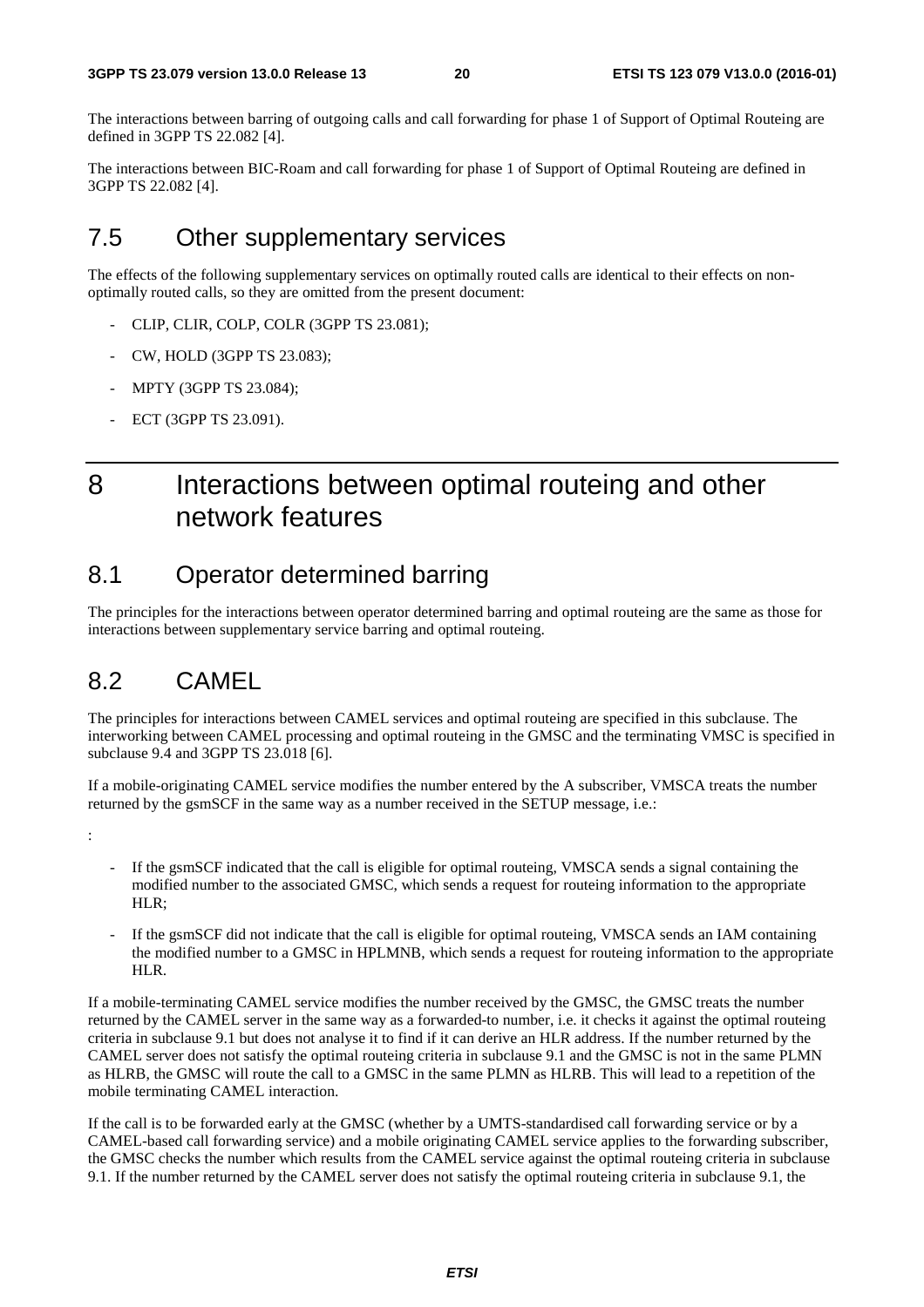The interactions between barring of outgoing calls and call forwarding for phase 1 of Support of Optimal Routeing are defined in 3GPP TS 22.082 [4].

The interactions between BIC-Roam and call forwarding for phase 1 of Support of Optimal Routeing are defined in 3GPP TS 22.082 [4].

## 7.5 Other supplementary services

The effects of the following supplementary services on optimally routed calls are identical to their effects on non-optimally routed calls, so they are omitted from the present document:

- CLIP, CLIR, COLP, COLR (3GPP TS 23.081);
- CW, HOLD (3GPP TS 23.083);
- MPTY (3GPP TS 23.084);
- ECT (3GPP TS 23.091).

# 8 Interactions between optimal routeing and other network features

## 8.1 Operator determined barring

The principles for the interactions between operator determined barring and optimal routeing are the same as those for interactions between supplementary service barring and optimal routeing.

## 8.2 CAMEL

The principles for interactions between CAMEL services and optimal routeing are specified in this subclause. The interworking between CAMEL processing and optimal routeing in the GMSC and the terminating VMSC is specified in subclause 9.4 and 3GPP TS 23.018 [6].

If a mobile-originating CAMEL service modifies the number entered by the A subscriber, VMSCA treats the number returned by the gsmSCF in the same way as a number received in the SETUP message, i.e.:

:

- If the gsmSCF indicated that the call is eligible for optimal routeing, VMSCA sends a signal containing the modified number to the associated GMSC, which sends a request for routeing information to the appropriate HLR;
- If the gsmSCF did not indicate that the call is eligible for optimal routeing, VMSCA sends an IAM containing the modified number to a GMSC in HPLMNB, which sends a request for routeing information to the appropriate HLR.

If a mobile-terminating CAMEL service modifies the number received by the GMSC, the GMSC treats the number returned by the CAMEL server in the same way as a forwarded-to number, i.e. it checks it against the optimal routeing criteria in subclause 9.1 but does not analyse it to find if it can derive an HLR address. If the number returned by the CAMEL server does not satisfy the optimal routeing criteria in subclause 9.1 and the GMSC is not in the same PLMN as HLRB, the GMSC will route the call to a GMSC in the same PLMN as HLRB. This will lead to a repetition of the mobile terminating CAMEL interaction.

If the call is to be forwarded early at the GMSC (whether by a UMTS-standardised call forwarding service or by a CAMEL-based call forwarding service) and a mobile originating CAMEL service applies to the forwarding subscriber, the GMSC checks the number which results from the CAMEL service against the optimal routeing criteria in subclause 9.1. If the number returned by the CAMEL server does not satisfy the optimal routeing criteria in subclause 9.1, the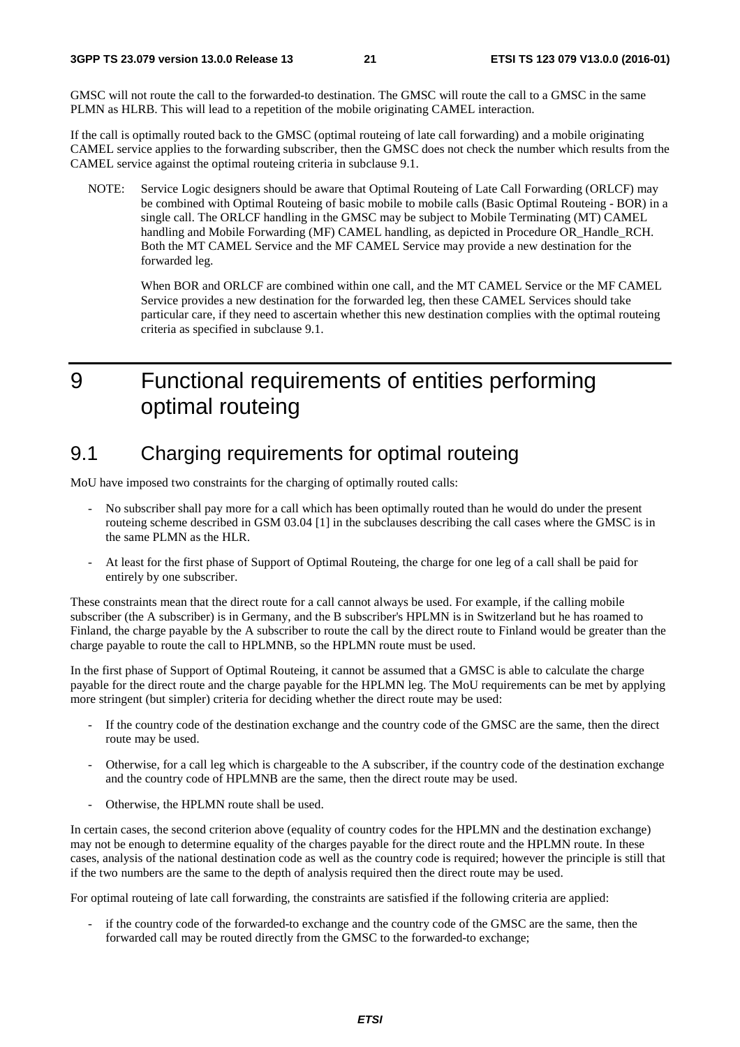GMSC will not route the call to the forwarded-to destination. The GMSC will route the call to a GMSC in the same PLMN as HLRB. This will lead to a repetition of the mobile originating CAMEL interaction.

If the call is optimally routed back to the GMSC (optimal routeing of late call forwarding) and a mobile originating CAMEL service applies to the forwarding subscriber, then the GMSC does not check the number which results from the CAMEL service against the optimal routeing criteria in subclause 9.1.

NOTE: Service Logic designers should be aware that Optimal Routeing of Late Call Forwarding (ORLCF) may be combined with Optimal Routeing of basic mobile to mobile calls (Basic Optimal Routeing - BOR) in a single call. The ORLCF handling in the GMSC may be subject to Mobile Terminating (MT) CAMEL handling and Mobile Forwarding (MF) CAMEL handling, as depicted in Procedure OR_Handle_RCH. Both the MT CAMEL Service and the MF CAMEL Service may provide a new destination for the forwarded leg.

When BOR and ORLCF are combined within one call, and the MT CAMEL Service or the MF CAMEL Service provides a new destination for the forwarded leg, then these CAMEL Services should take particular care, if they need to ascertain whether this new destination complies with the optimal routeing criteria as specified in subclause 9.1.

# 9 Functional requirements of entities performing optimal routeing

## 9.1 Charging requirements for optimal routeing

MoU have imposed two constraints for the charging of optimally routed calls:

- No subscriber shall pay more for a call which has been optimally routed than he would do under the present routeing scheme described in GSM 03.04 [1] in the subclauses describing the call cases where the GMSC is in the same PLMN as the HLR.
- At least for the first phase of Support of Optimal Routeing, the charge for one leg of a call shall be paid for entirely by one subscriber.

These constraints mean that the direct route for a call cannot always be used. For example, if the calling mobile subscriber (the A subscriber) is in Germany, and the B subscriber's HPLMN is in Switzerland but he has roamed to Finland, the charge payable by the A subscriber to route the call by the direct route to Finland would be greater than the charge payable to route the call to HPLMNB, so the HPLMN route must be used.

In the first phase of Support of Optimal Routeing, it cannot be assumed that a GMSC is able to calculate the charge payable for the direct route and the charge payable for the HPLMN leg. The MoU requirements can be met by applying more stringent (but simpler) criteria for deciding whether the direct route may be used:

- If the country code of the destination exchange and the country code of the GMSC are the same, then the direct route may be used.
- Otherwise, for a call leg which is chargeable to the A subscriber, if the country code of the destination exchange and the country code of HPLMNB are the same, then the direct route may be used.
- Otherwise, the HPLMN route shall be used.

In certain cases, the second criterion above (equality of country codes for the HPLMN and the destination exchange) may not be enough to determine equality of the charges payable for the direct route and the HPLMN route. In these cases, analysis of the national destination code as well as the country code is required; however the principle is still that if the two numbers are the same to the depth of analysis required then the direct route may be used.

For optimal routeing of late call forwarding, the constraints are satisfied if the following criteria are applied:

- if the country code of the forwarded-to exchange and the country code of the GMSC are the same, then the forwarded call may be routed directly from the GMSC to the forwarded-to exchange;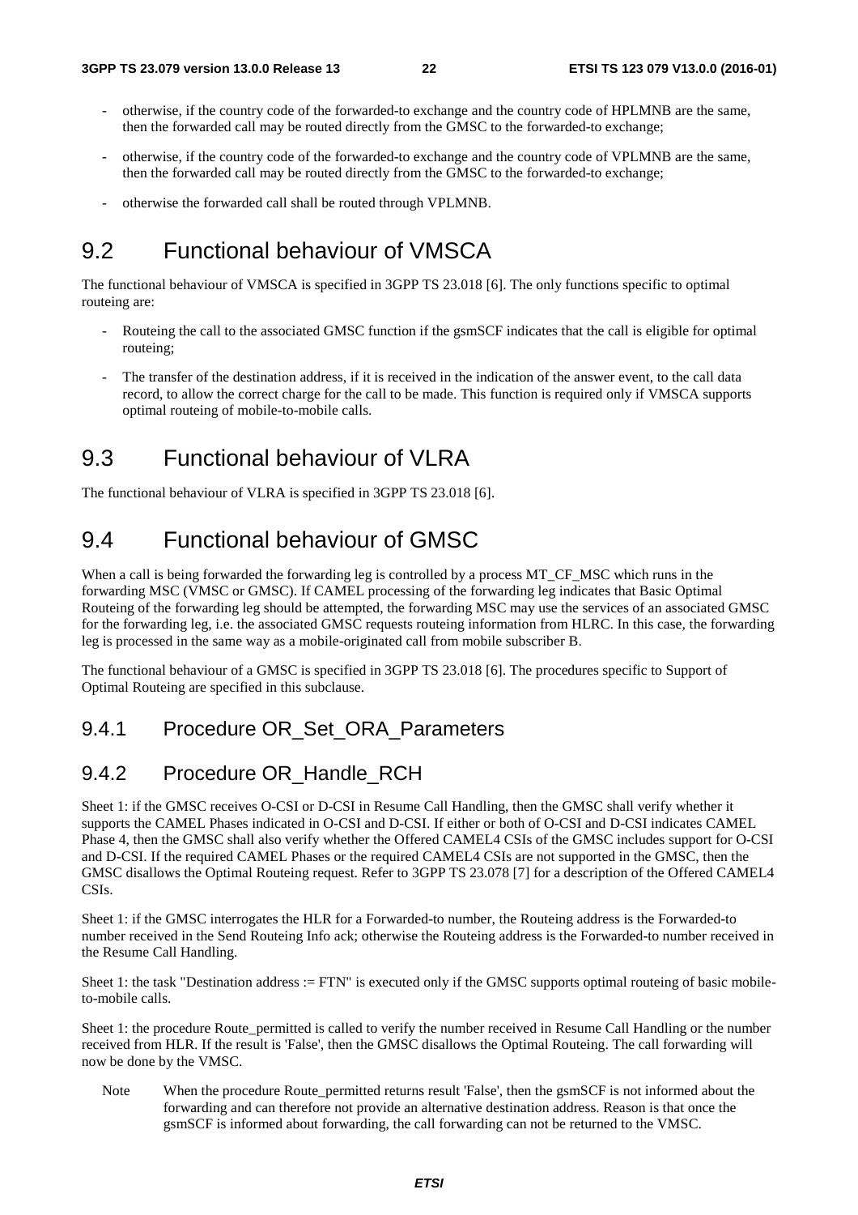- otherwise, if the country code of the forwarded-to exchange and the country code of HPLMNB are the same, then the forwarded call may be routed directly from the GMSC to the forwarded-to exchange;
- otherwise, if the country code of the forwarded-to exchange and the country code of VPLMNB are the same, then the forwarded call may be routed directly from the GMSC to the forwarded-to exchange;
- otherwise the forwarded call shall be routed through VPLMNB.

# 9.2 Functional behaviour of VMSCA

The functional behaviour of VMSCA is specified in 3GPP TS 23.018 [6]. The only functions specific to optimal routeing are:

- Routeing the call to the associated GMSC function if the gsmSCF indicates that the call is eligible for optimal routeing;
- The transfer of the destination address, if it is received in the indication of the answer event, to the call data record, to allow the correct charge for the call to be made. This function is required only if VMSCA supports optimal routeing of mobile-to-mobile calls.

# 9.3 Functional behaviour of VLRA

The functional behaviour of VLRA is specified in 3GPP TS 23.018 [6].

# 9.4 Functional behaviour of GMSC

When a call is being forwarded the forwarding leg is controlled by a process MT_CF_MSC which runs in the forwarding MSC (VMSC or GMSC). If CAMEL processing of the forwarding leg indicates that Basic Optimal Routeing of the forwarding leg should be attempted, the forwarding MSC may use the services of an associated GMSC for the forwarding leg, i.e. the associated GMSC requests routeing information from HLRC. In this case, the forwarding leg is processed in the same way as a mobile-originated call from mobile subscriber B.

The functional behaviour of a GMSC is specified in 3GPP TS 23.018 [6]. The procedures specific to Support of Optimal Routeing are specified in this subclause.

## 9.4.1 Procedure OR_Set_ORA_Parameters

## 9.4.2 Procedure OR_Handle_RCH

Sheet 1: if the GMSC receives O-CSI or D-CSI in Resume Call Handling, then the GMSC shall verify whether it supports the CAMEL Phases indicated in O-CSI and D-CSI. If either or both of O-CSI and D-CSI indicates CAMEL Phase 4, then the GMSC shall also verify whether the Offered CAMEL4 CSIs of the GMSC includes support for O-CSI and D-CSI. If the required CAMEL Phases or the required CAMEL4 CSIs are not supported in the GMSC, then the GMSC disallows the Optimal Routeing request. Refer to 3GPP TS 23.078 [7] for a description of the Offered CAMEL4 CSIs.

Sheet 1: if the GMSC interrogates the HLR for a Forwarded-to number, the Routeing address is the Forwarded-to number received in the Send Routeing Info ack; otherwise the Routeing address is the Forwarded-to number received in the Resume Call Handling.

Sheet 1: the task "Destination address := FTN" is executed only if the GMSC supports optimal routeing of basic mobile-to-mobile calls.

Sheet 1: the procedure Route_permitted is called to verify the number received in Resume Call Handling or the number received from HLR. If the result is 'False', then the GMSC disallows the Optimal Routeing. The call forwarding will now be done by the VMSC.

NOTE: When the procedure Route_permitted returns result 'False', then the gsmSCF is not informed about the forwarding and can therefore not provide an alternative destination address. Reason is that once the gsmSCF is informed about forwarding, the call forwarding can not be returned to the VMSC.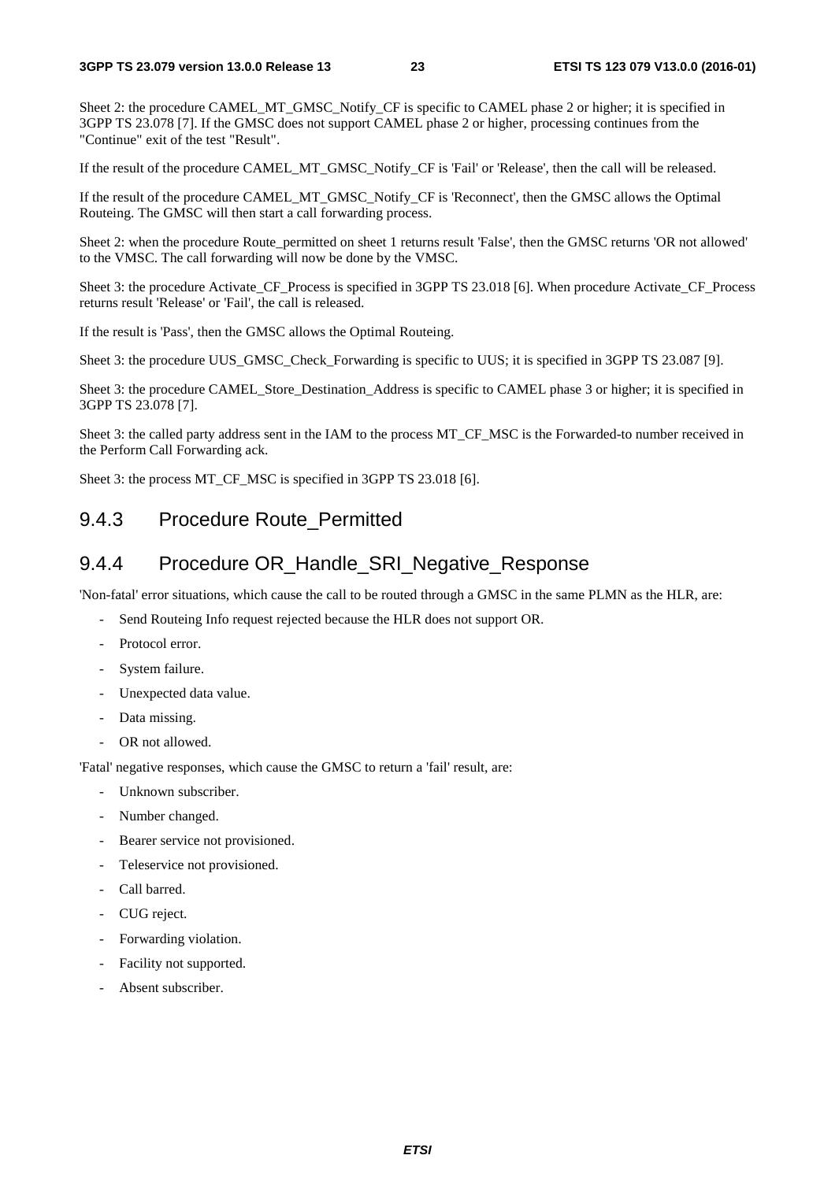Sheet 2: the procedure CAMEL_MT_GMSC_Notify_CF is specific to CAMEL phase 2 or higher; it is specified in 3GPP TS 23.078 [7]. If the GMSC does not support CAMEL phase 2 or higher, processing continues from the "Continue" exit of the test "Result".

If the result of the procedure CAMEL_MT_GMSC_Notify_CF is 'Fail' or 'Release', then the call will be released.

If the result of the procedure CAMEL_MT_GMSC_Notify_CF is 'Reconnect', then the GMSC allows the Optimal Routeing. The GMSC will then start a call forwarding process.

Sheet 2: when the procedure Route_permitted on sheet 1 returns result 'False', then the GMSC returns 'OR not allowed' to the VMSC. The call forwarding will now be done by the VMSC.

Sheet 3: the procedure Activate_CF_Process is specified in 3GPP TS 23.018 [6]. When procedure Activate_CF_Process returns result 'Release' or 'Fail', the call is released.

If the result is 'Pass', then the GMSC allows the Optimal Routeing.

Sheet 3: the procedure UUS_GMSC_Check_Forwarding is specific to UUS; it is specified in 3GPP TS 23.087 [9].

Sheet 3: the procedure CAMEL_Store_Destination_Address is specific to CAMEL phase 3 or higher; it is specified in 3GPP TS 23.078 [7].

Sheet 3: the called party address sent in the IAM to the process MT_CF_MSC is the Forwarded-to number received in the Perform Call Forwarding ack.

Sheet 3: the process MT_CF_MSC is specified in 3GPP TS 23.018 [6].

### 9.4.3 Procedure Route_Permitted

### 9.4.4 Procedure OR_Handle_SRI_Negative_Response

'Non-fatal' error situations, which cause the call to be routed through a GMSC in the same PLMN as the HLR, are:

- Send Routeing Info request rejected because the HLR does not support OR.
- Protocol error.
- System failure.
- Unexpected data value.
- Data missing.
- OR not allowed.

'Fatal' negative responses, which cause the GMSC to return a 'fail' result, are:

- Unknown subscriber.
- Number changed.
- Bearer service not provisioned.
- Teleservice not provisioned.
- Call barred.
- CUG reject.
- Forwarding violation.
- Facility not supported.
- Absent subscriber.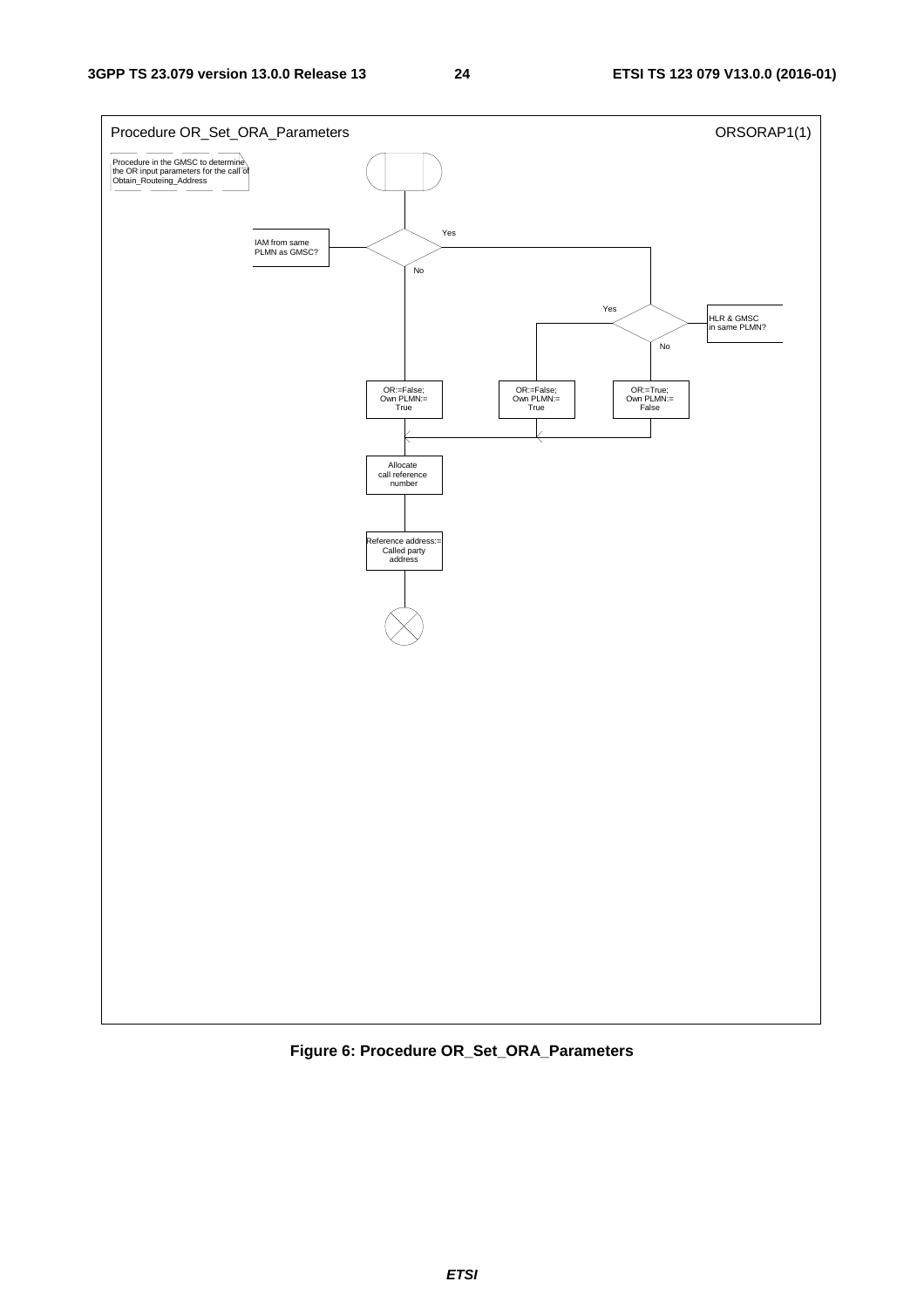Procedure OR_Set_ORA_Parameters

ORSORAP1(1)

Procedure in the GMSC to determine the OR input parameters for the call of Obtain_Routeing_Address

IAM from same PLMN as GMSC?

Yes

No

HLR & GMSC in same PLMN?

Yes

No

OR:=False; Own PLMN:= True

OR:=False; Own PLMN:= True

OR:=True; Own PLMN:= False

Allocate call reference number

Reference address:= Called party address

**Figure 6: Procedure OR_Set_ORA_Parameters**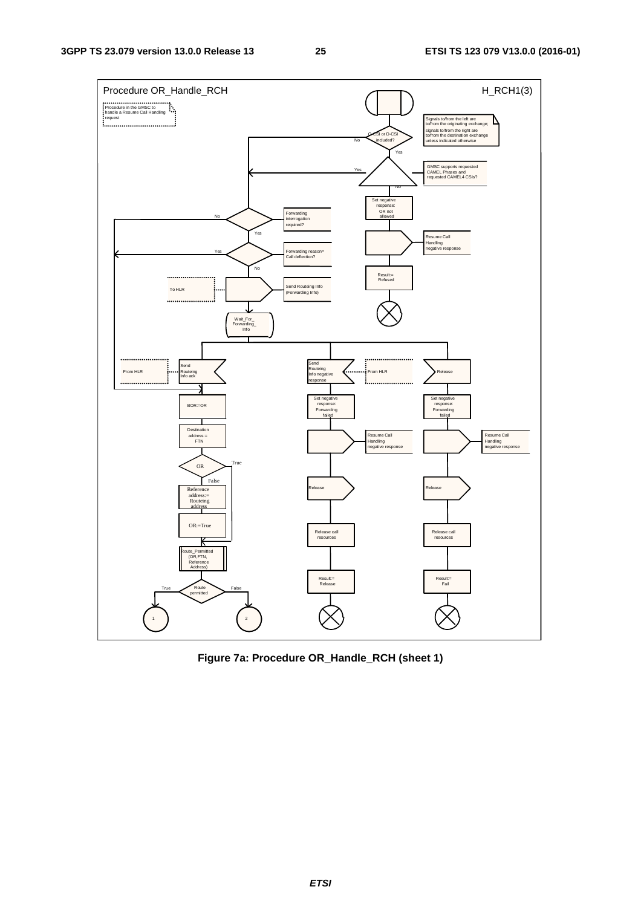Procedure OR_Handle_RCH

H_RCH1(3)

Procedure in the GMSC to handle a Resume Call Handling request

Signals to/from the left are to/from the originating exchange; signals to/from the right are to/from the destination exchange unless indicated otherwise

O-CSI or D-CSI included?

No

Yes

GMSC supports requested CAMEL Phases and requested CAMEL4 CSIs?

Yes

No

Set negative response: OR not allowed

Resume Call Handling negative response

Result:= Refused

Forwarding interrogation required?

No

Yes

Forwarding reason= Call deflection?

Yes

No

To HLR

Send Routeing Info (Forwarding Info)

Wait_For_ Forwarding_ Info

From HLR

Send Routeing Info ack

Send Routeing Info negative response

From HLR

Release

BOR:=OR

Destination address:= FTN

OR

True

False

Reference address:= Routeing address

OR:=True

Route_Permitted (OR,FTN, Reference Address)

Route permitted

True

False

1

2

Set negative response: Forwarding failed

Resume Call Handling negative response

Release

Release call resources

Result:= Release

Set negative response: Forwarding failed

Resume Call Handling negative response

Release

Release call resources

Result:= Fail

**Figure 7a: Procedure OR_Handle_RCH (sheet 1)**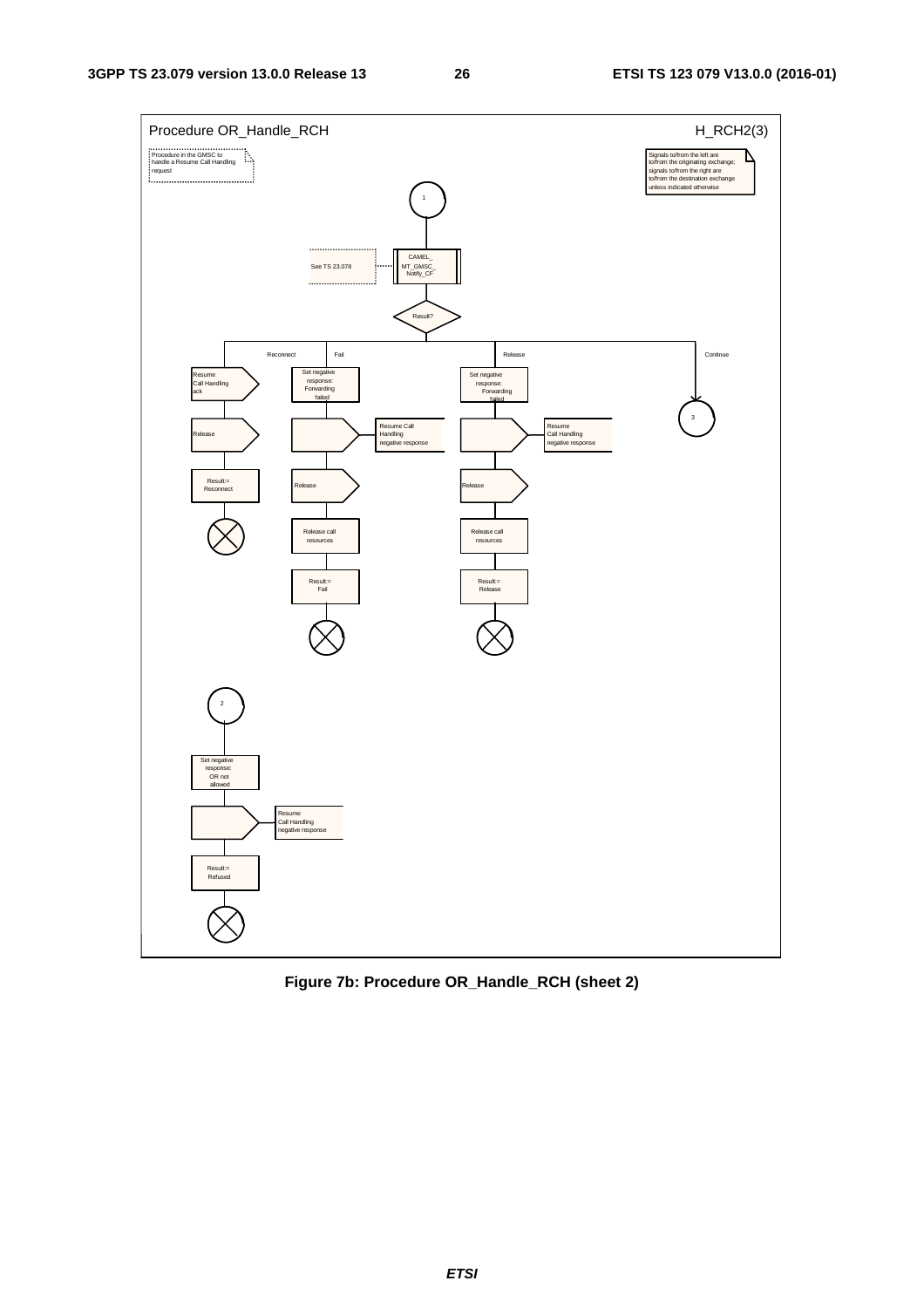Procedure OR_Handle_RCH H_RCH2(3)

Procedure in the GMSC to handle a Resume Call Handling request

Signals to/from the left are to/from the originating exchange; signals to/from the right are to/from the destination exchange unless indicated otherwise

1

CAMEL_MT_GMSC_Notify_CF — See TS 23.078

Result?

Reconnect: Resume Call Handling ack → Release → Result:= Reconnect

Fail: Set negative response: Forwarding failed → Resume Call Handling negative response → Release → Release call resources → Result:= Fail

Release: Set negative response: Forwarding failed → Resume Call Handling negative response → Release → Release call resources → Result:= Release

Continue: 3

2

Set negative response: OR not allowed → Resume Call Handling negative response → Result:= Refused

**Figure 7b: Procedure OR_Handle_RCH (sheet 2)**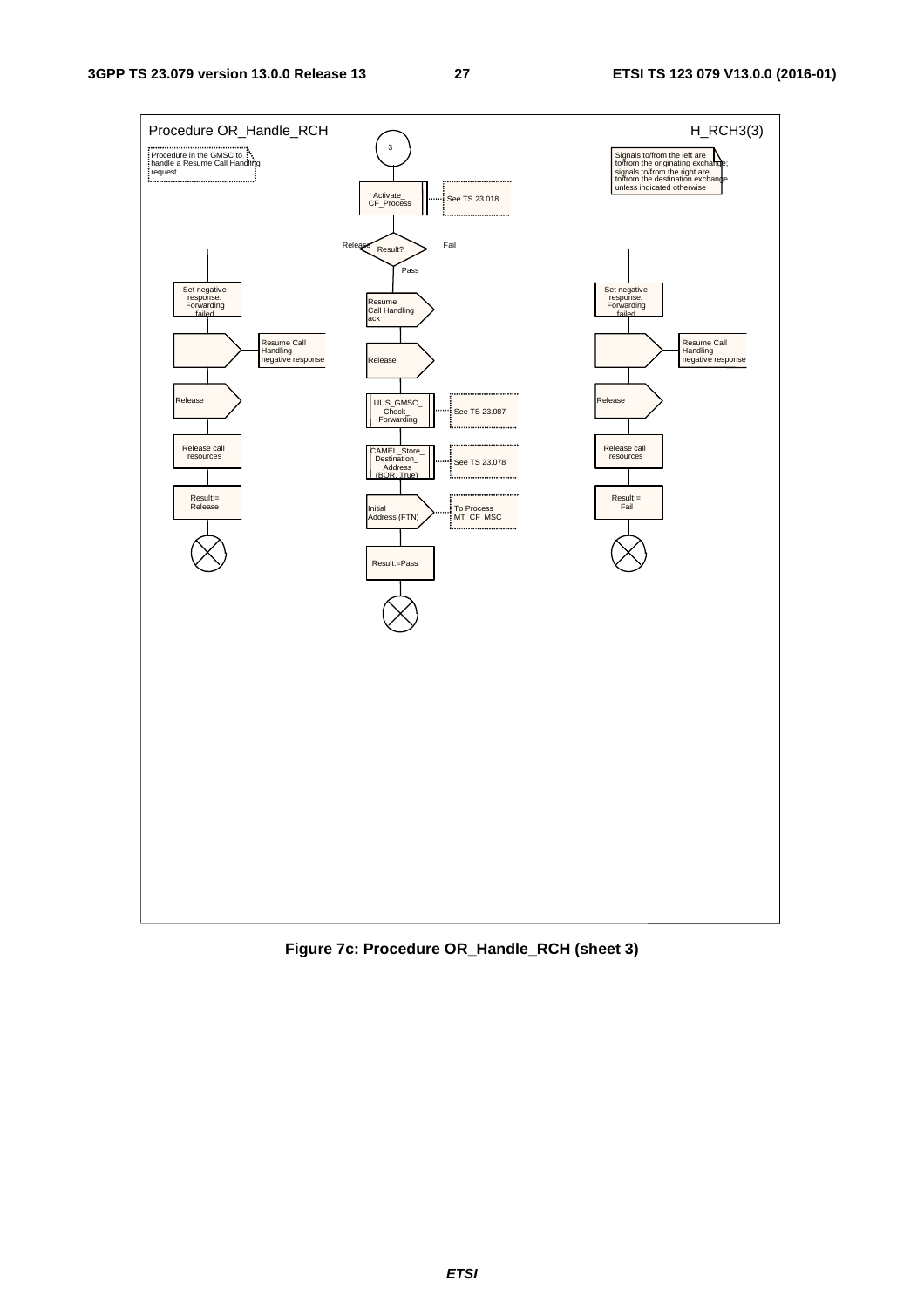Procedure OR_Handle_RCH

H_RCH3(3)

Procedure in the GMSC to handle a Resume Call Handling request

Signals to/from the left are to/from the originating exchange; signals to/from the right are to/from the destination exchange unless indicated otherwise

3

Activate_ CF_Process

See TS 23.018

Result?

Release

Fail

Pass

Set negative response: Forwarding failed

Resume Call Handling negative response

Release

Release call resources

Result:= Release

Resume Call Handling ack

Release

UUS_GMSC_ Check_ Forwarding

See TS 23.087

CAMEL_Store_ Destination_ Address (BOR, True)

See TS 23.078

Initial Address (FTN)

To Process MT_CF_MSC

Result:=Pass

Set negative response: Forwarding failed

Resume Call Handling negative response

Release

Release call resources

Result:= Fail

**Figure 7c: Procedure OR_Handle_RCH (sheet 3)**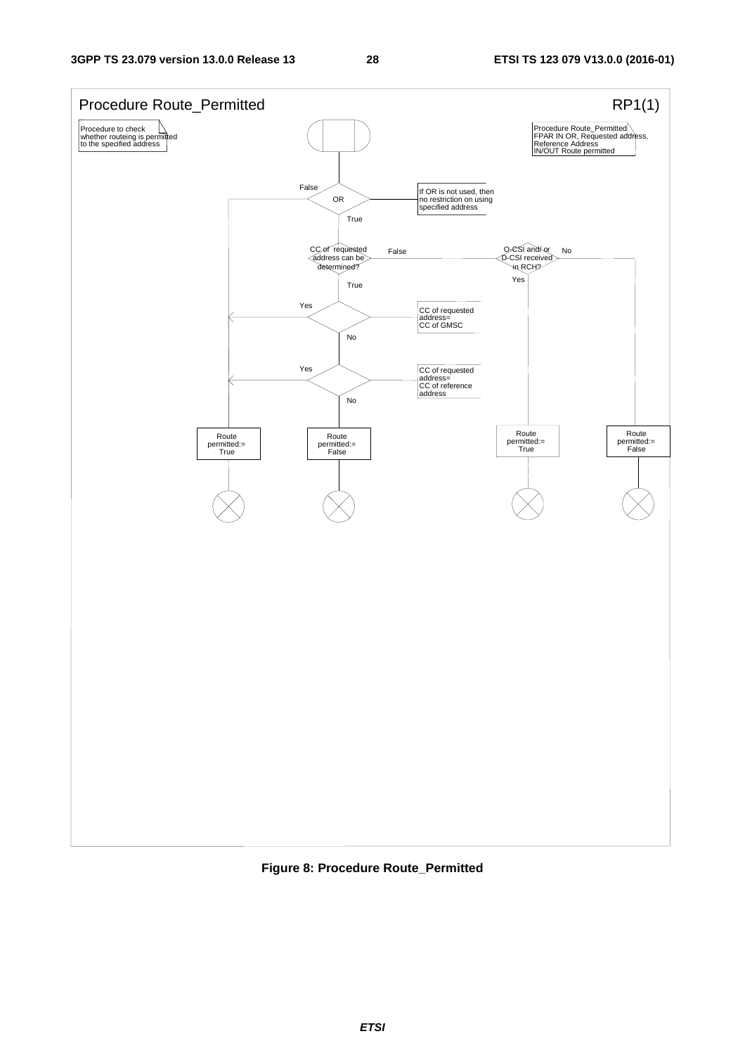Procedure Route_Permitted RP1(1)

Procedure to check whether routeing is permitted to the specified address

Procedure Route_Permitted
FPAR IN OR, Requested address, Reference Address
IN/OUT Route permitted

OR — False / True

If OR is not used, then no restriction on using specified address

CC of requested address can be determined? — False / True

O-CSI and/ or D-CSI received in RCH? — Yes / No

CC of requested address= CC of GMSC — Yes / No

CC of requested address= CC of reference address — Yes / No

Route permitted:= True

Route permitted:= False

Route permitted:= True

Route permitted:= False

**Figure 8: Procedure Route_Permitted**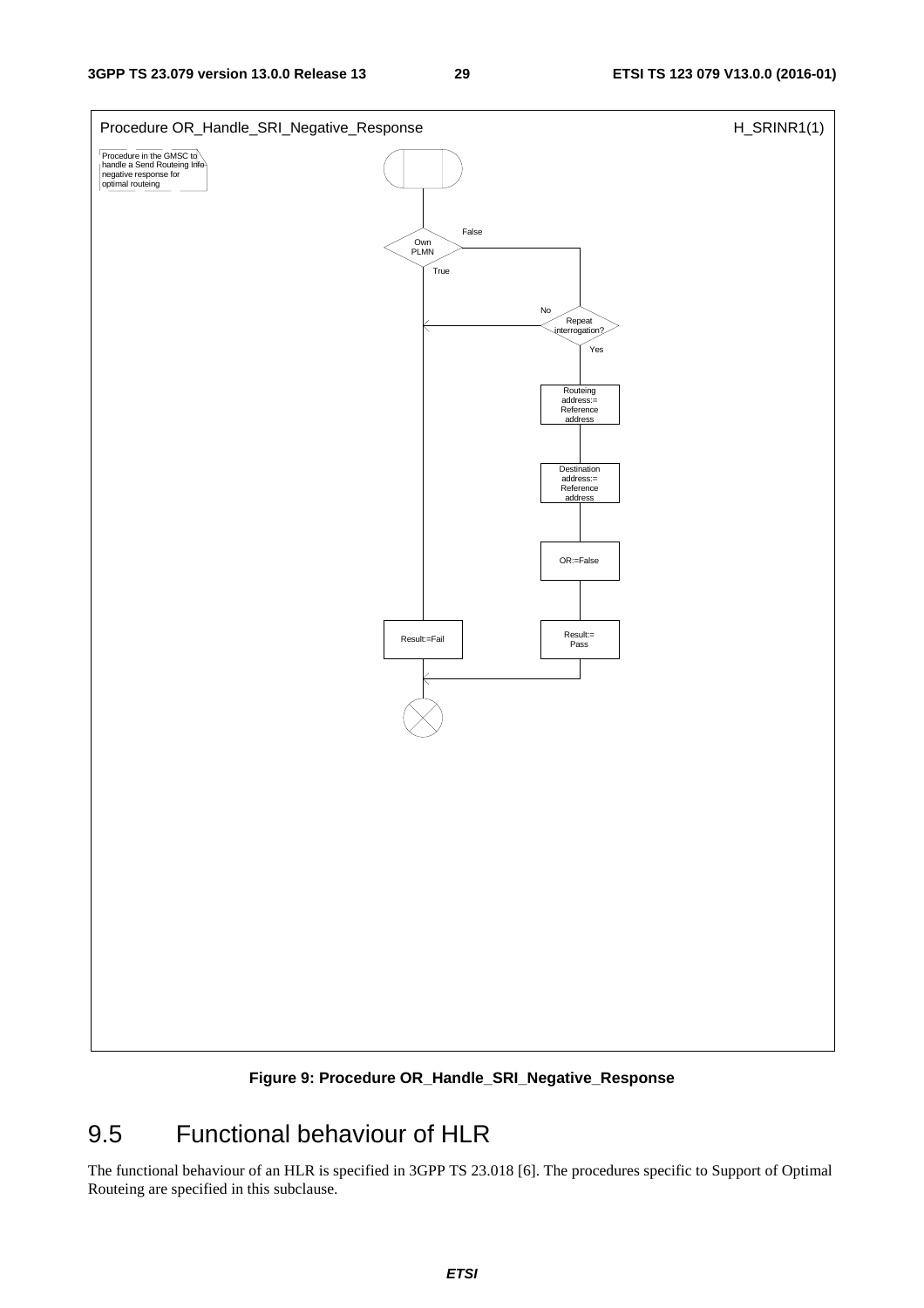Procedure OR_Handle_SRI_Negative_Response

H_SRINR1(1)

Procedure in the GMSC to handle a Send Routeing Info negative response for optimal routeing

Own PLMN

False

True

No

Repeat interrogation?

Yes

Routeing address:= Reference address

Destination address:= Reference address

OR:=False

Result:=Fail

Result:= Pass

**Figure 9: Procedure OR_Handle_SRI_Negative_Response**

# 9.5 Functional behaviour of HLR

The functional behaviour of an HLR is specified in 3GPP TS 23.018 [6]. The procedures specific to Support of Optimal Routeing are specified in this subclause.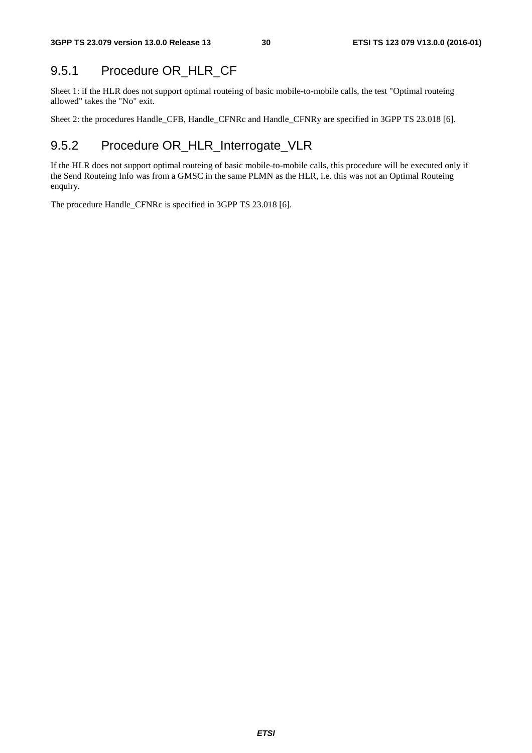### 9.5.1 Procedure OR_HLR_CF

Sheet 1: if the HLR does not support optimal routeing of basic mobile-to-mobile calls, the test "Optimal routeing allowed" takes the "No" exit.

Sheet 2: the procedures Handle_CFB, Handle_CFNRc and Handle_CFNRy are specified in 3GPP TS 23.018 [6].

### 9.5.2 Procedure OR_HLR_Interrogate_VLR

If the HLR does not support optimal routeing of basic mobile-to-mobile calls, this procedure will be executed only if the Send Routeing Info was from a GMSC in the same PLMN as the HLR, i.e. this was not an Optimal Routeing enquiry.

The procedure Handle_CFNRc is specified in 3GPP TS 23.018 [6].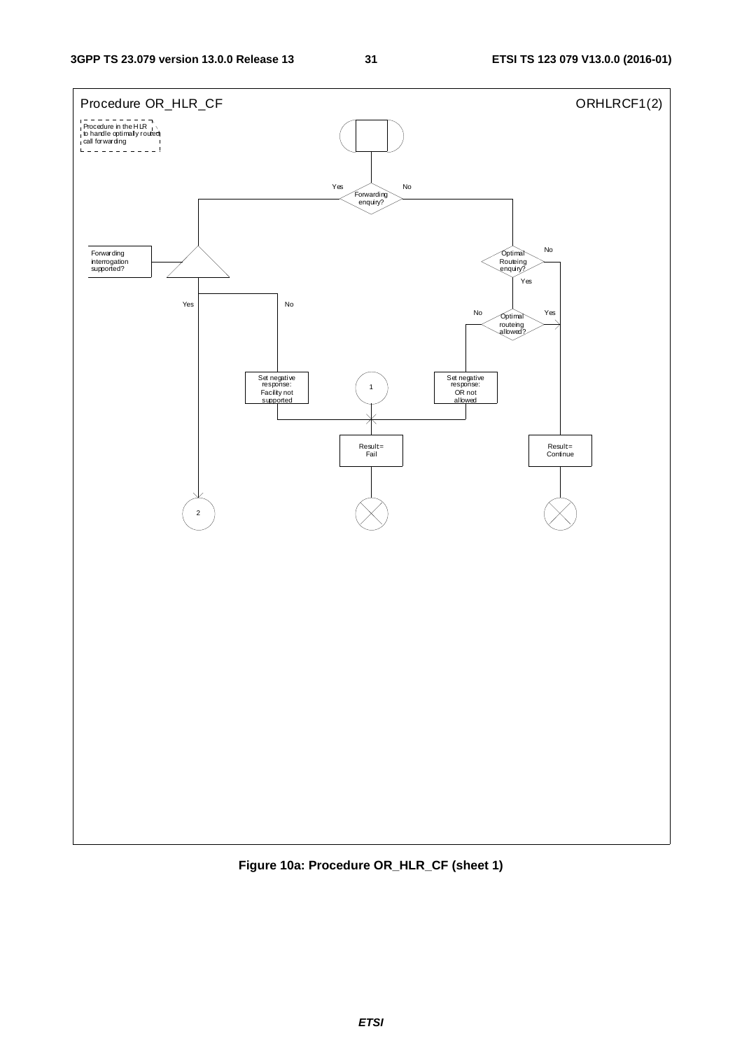Procedure OR_HLR_CF ORHLRCF1(2)

Procedure in the HLR to handle optimally routed call forwarding

Forwarding enquiry? (Yes / No)

Forwarding interrogation supported? (Yes / No)

Optimal Routeing enquiry? (No / Yes)

Optimal routeing allowed? (No / Yes)

Set negative response: Facility not supported

1

Set negative response: OR not allowed

Result= Fail

Result= Continue

2

**Figure 10a: Procedure OR_HLR_CF (sheet 1)**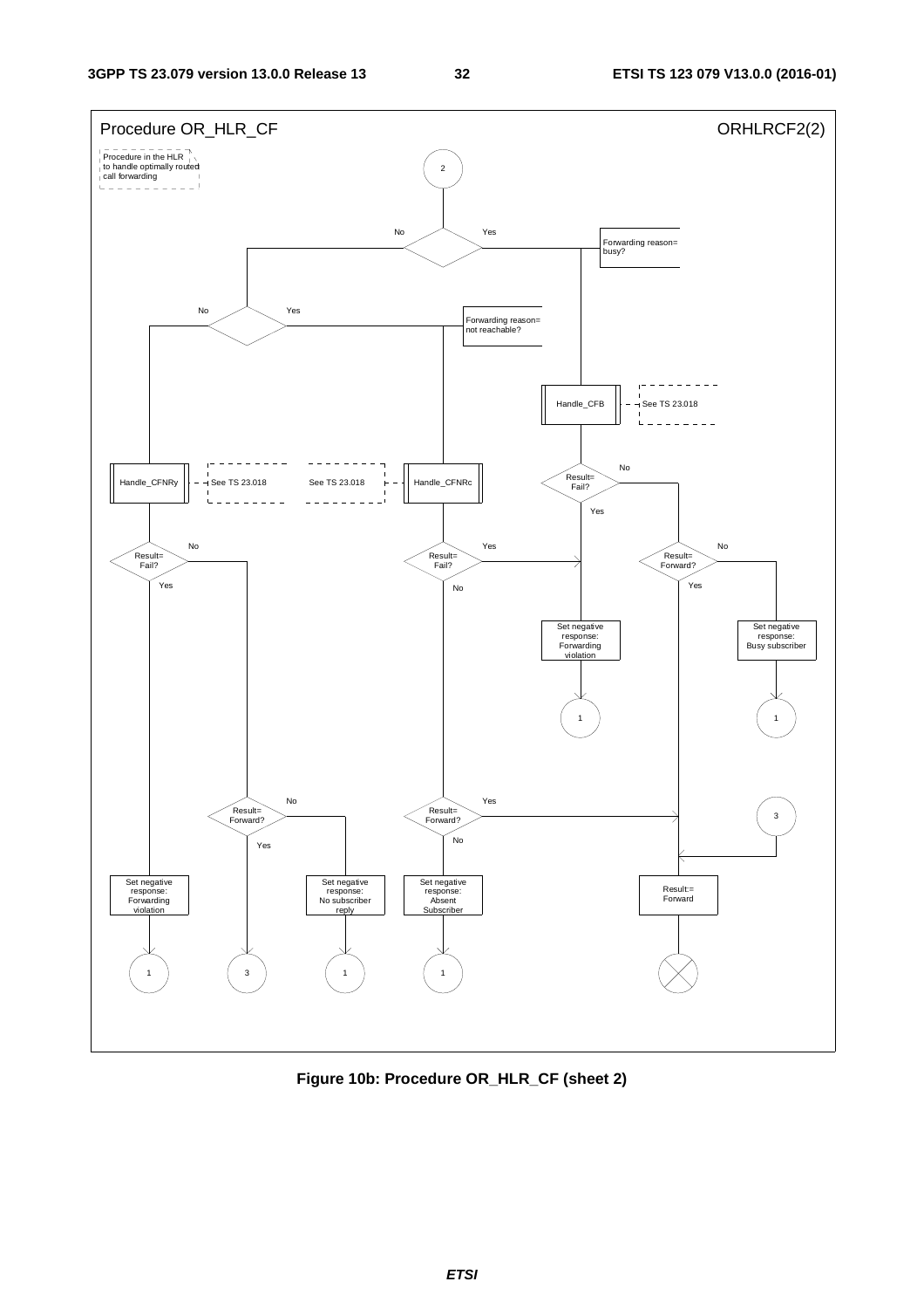Procedure OR_HLR_CF

ORHLRCF2(2)

Procedure in the HLR to handle optimally routed call forwarding

2

Forwarding reason= busy?

No

Yes

Forwarding reason= not reachable?

No

Yes

Handle_CFB

See TS 23.018

Handle_CFNRy

See TS 23.018

See TS 23.018

Handle_CFNRc

Result= Fail?

No

Yes

Result= Fail?

No

Yes

Result= Fail?

Yes

No

Result= Forward?

No

Yes

Set negative response: Forwarding violation

Set negative response: Busy subscriber

1

1

Result= Forward?

No

Yes

Result= Forward?

Yes

No

3

Set negative response: Forwarding violation

Set negative response: No subscriber reply

Set negative response: Absent Subscriber

Result:= Forward

1

3

1

1

**Figure 10b: Procedure OR_HLR_CF (sheet 2)**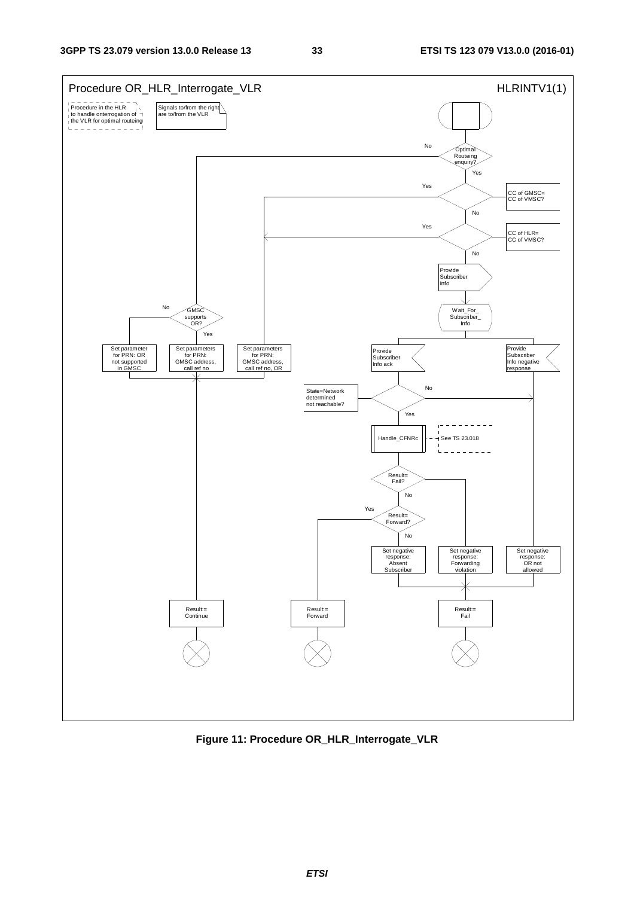Procedure OR_HLR_Interrogate_VLR

HLRINTV1(1)

Procedure in the HLR to handle onterrogation of the VLR for optimal routeing

Signals to/from the right are to/from the VLR

Optimal Routeing enquiry?

No

Yes

CC of GMSC= CC of VMSC?

Yes

No

CC of HLR= CC of VMSC?

Yes

No

Provide Subscriber Info

Wait_For_ Subscriber_ Info

Provide Subscriber Info ack

Provide Subscriber Info negative response

State=Network determined not reachable?

No

Yes

Handle_CFNRc

See TS 23.018

Result= Fail?

No

Result= Forward?

Yes

No

GMSC supports OR?

No

Yes

Set parameter for PRN: OR not supported in GMSC

Set parameters for PRN: GMSC address, call ref no

Set parameters for PRN: GMSC address, call ref no, OR

Set negative response: Absent Subscriber

Set negative response: Forwarding violation

Set negative response: OR not allowed

Result:= Continue

Result:= Forward

Result:= Fail

**Figure 11: Procedure OR_HLR_Interrogate_VLR**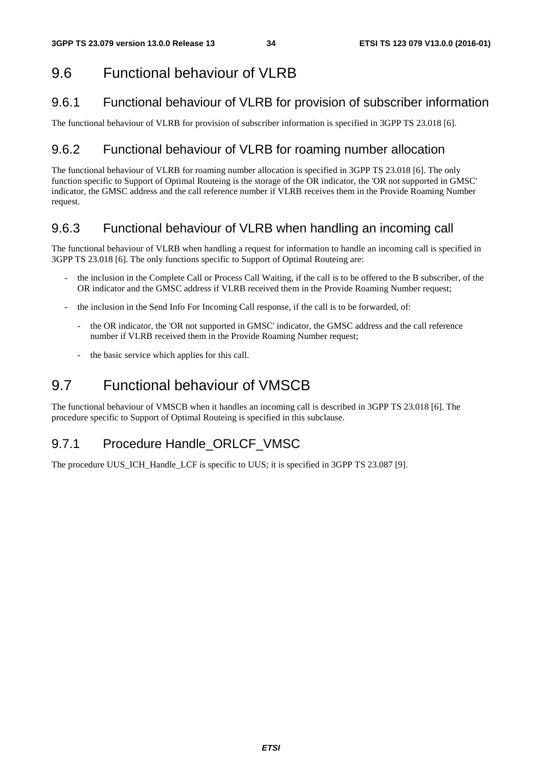## 9.6 Functional behaviour of VLRB

### 9.6.1 Functional behaviour of VLRB for provision of subscriber information

The functional behaviour of VLRB for provision of subscriber information is specified in 3GPP TS 23.018 [6].

### 9.6.2 Functional behaviour of VLRB for roaming number allocation

The functional behaviour of VLRB for roaming number allocation is specified in 3GPP TS 23.018 [6]. The only function specific to Support of Optimal Routeing is the storage of the OR indicator, the 'OR not supported in GMSC' indicator, the GMSC address and the call reference number if VLRB receives them in the Provide Roaming Number request.

### 9.6.3 Functional behaviour of VLRB when handling an incoming call

The functional behaviour of VLRB when handling a request for information to handle an incoming call is specified in 3GPP TS 23.018 [6]. The only functions specific to Support of Optimal Routeing are:

- the inclusion in the Complete Call or Process Call Waiting, if the call is to be offered to the B subscriber, of the OR indicator and the GMSC address if VLRB received them in the Provide Roaming Number request;
- the inclusion in the Send Info For Incoming Call response, if the call is to be forwarded, of:
  - the OR indicator, the 'OR not supported in GMSC' indicator, the GMSC address and the call reference number if VLRB received them in the Provide Roaming Number request;
  - the basic service which applies for this call.

## 9.7 Functional behaviour of VMSCB

The functional behaviour of VMSCB when it handles an incoming call is described in 3GPP TS 23.018 [6]. The procedure specific to Support of Optimal Routeing is specified in this subclause.

### 9.7.1 Procedure Handle_ORLCF_VMSC

The procedure UUS_ICH_Handle_LCF is specific to UUS; it is specified in 3GPP TS 23.087 [9].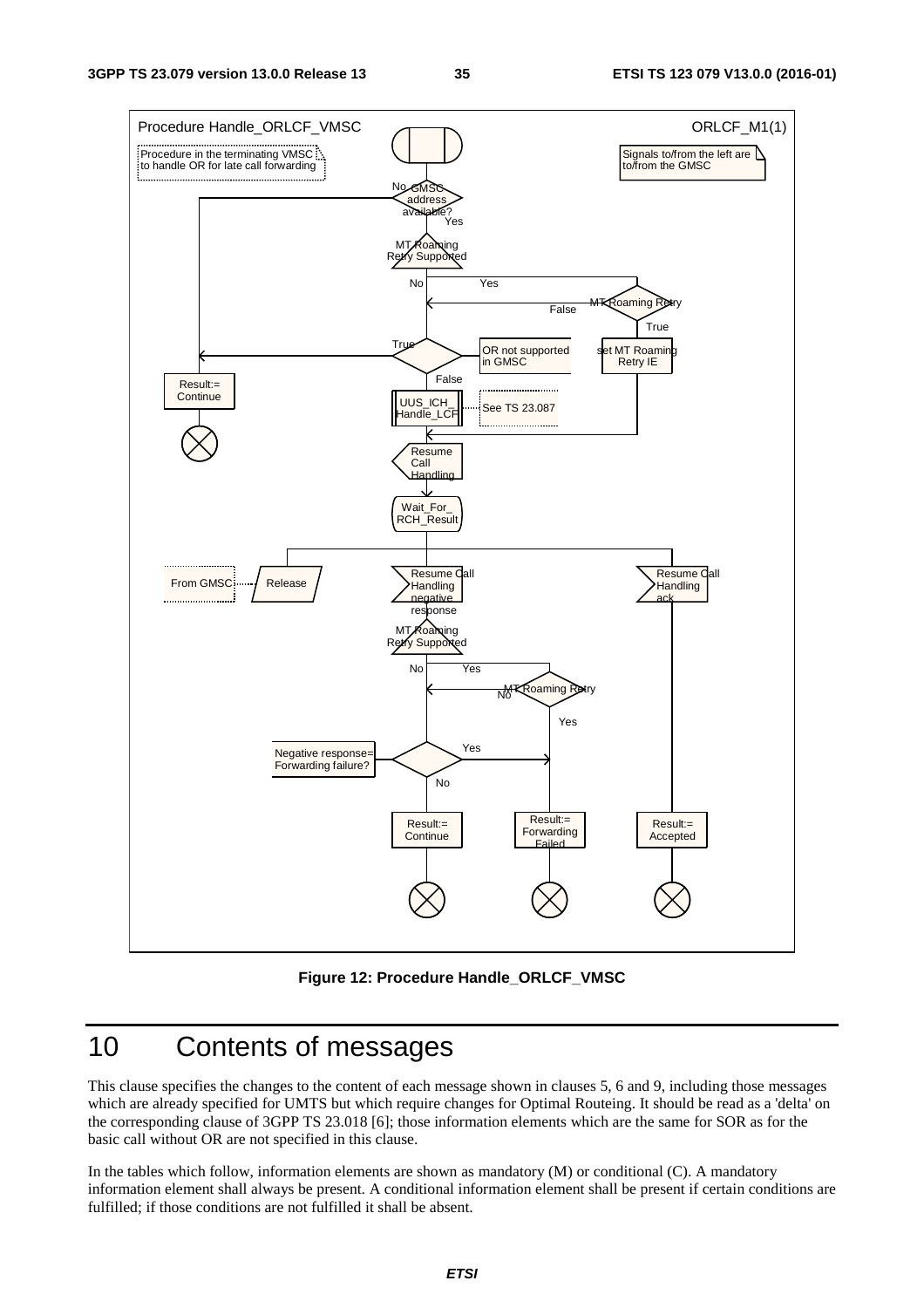Figure 12: Procedure Handle_ORLCF_VMSC

# 10 Contents of messages

This clause specifies the changes to the content of each message shown in clauses 5, 6 and 9, including those messages which are already specified for UMTS but which require changes for Optimal Routeing. It should be read as a 'delta' on the corresponding clause of 3GPP TS 23.018 [6]; those information elements which are the same for SOR as for the basic call without OR are not specified in this clause.

In the tables which follow, information elements are shown as mandatory (M) or conditional (C). A mandatory information element shall always be present. A conditional information element shall be present if certain conditions are fulfilled; if those conditions are not fulfilled it shall be absent.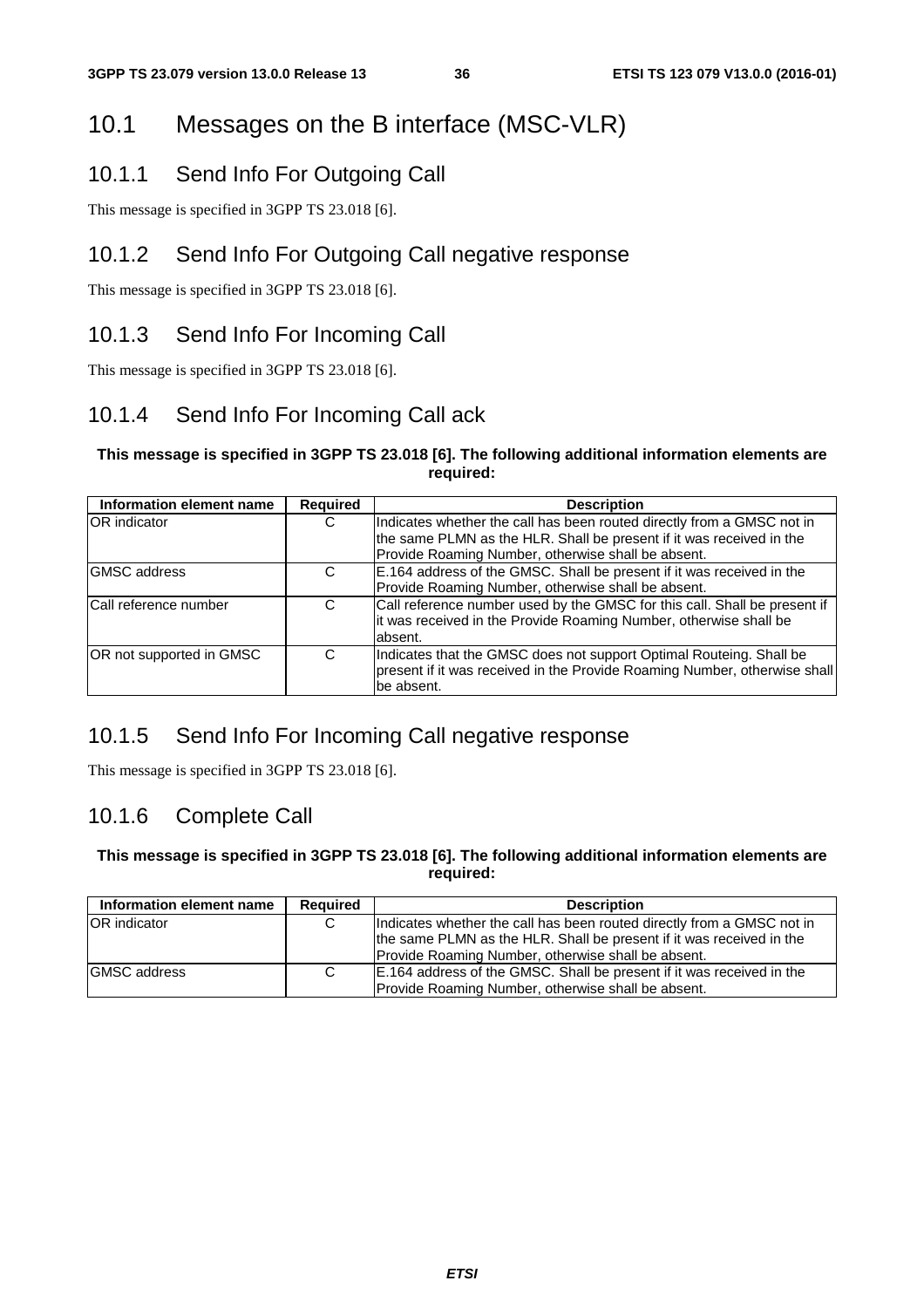## 10.1 Messages on the B interface (MSC-VLR)

### 10.1.1 Send Info For Outgoing Call

This message is specified in 3GPP TS 23.018 [6].

### 10.1.2 Send Info For Outgoing Call negative response

This message is specified in 3GPP TS 23.018 [6].

### 10.1.3 Send Info For Incoming Call

This message is specified in 3GPP TS 23.018 [6].

### 10.1.4 Send Info For Incoming Call ack

**This message is specified in 3GPP TS 23.018 [6]. The following additional information elements are required:**

| Information element name | Required | Description |
|---|---|---|
| OR indicator | C | Indicates whether the call has been routed directly from a GMSC not in the same PLMN as the HLR. Shall be present if it was received in the Provide Roaming Number, otherwise shall be absent. |
| GMSC address | C | E.164 address of the GMSC. Shall be present if it was received in the Provide Roaming Number, otherwise shall be absent. |
| Call reference number | C | Call reference number used by the GMSC for this call. Shall be present if it was received in the Provide Roaming Number, otherwise shall be absent. |
| OR not supported in GMSC | C | Indicates that the GMSC does not support Optimal Routeing. Shall be present if it was received in the Provide Roaming Number, otherwise shall be absent. |

### 10.1.5 Send Info For Incoming Call negative response

This message is specified in 3GPP TS 23.018 [6].

### 10.1.6 Complete Call

**This message is specified in 3GPP TS 23.018 [6]. The following additional information elements are required:**

| Information element name | Required | Description |
|---|---|---|
| OR indicator | C | Indicates whether the call has been routed directly from a GMSC not in the same PLMN as the HLR. Shall be present if it was received in the Provide Roaming Number, otherwise shall be absent. |
| GMSC address | C | E.164 address of the GMSC. Shall be present if it was received in the Provide Roaming Number, otherwise shall be absent. |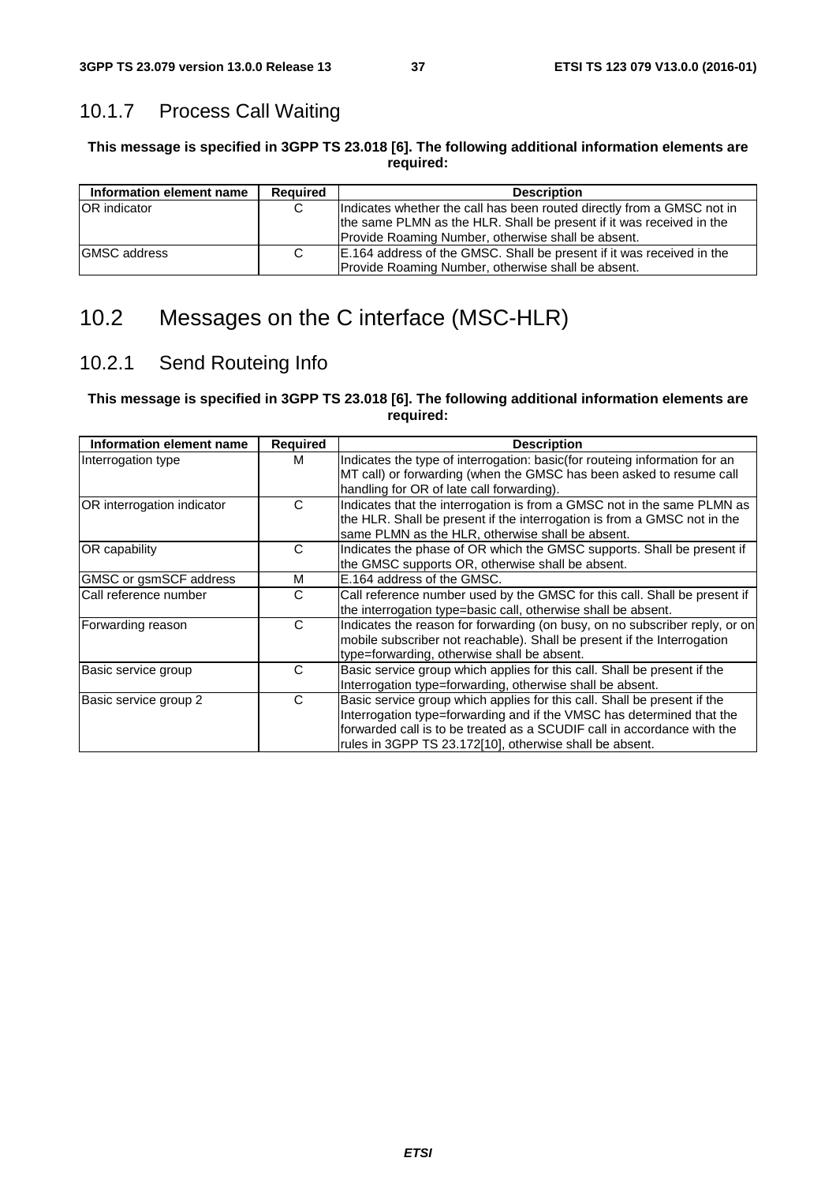### 10.1.7 Process Call Waiting

**This message is specified in 3GPP TS 23.018 [6]. The following additional information elements are required:**

| Information element name | Required | Description |
|---|---|---|
| OR indicator | C | Indicates whether the call has been routed directly from a GMSC not in the same PLMN as the HLR. Shall be present if it was received in the Provide Roaming Number, otherwise shall be absent. |
| GMSC address | C | E.164 address of the GMSC. Shall be present if it was received in the Provide Roaming Number, otherwise shall be absent. |

## 10.2 Messages on the C interface (MSC-HLR)

### 10.2.1 Send Routeing Info

**This message is specified in 3GPP TS 23.018 [6]. The following additional information elements are required:**

| Information element name | Required | Description |
|---|---|---|
| Interrogation type | M | Indicates the type of interrogation: basic(for routeing information for an MT call) or forwarding (when the GMSC has been asked to resume call handling for OR of late call forwarding). |
| OR interrogation indicator | C | Indicates that the interrogation is from a GMSC not in the same PLMN as the HLR. Shall be present if the interrogation is from a GMSC not in the same PLMN as the HLR, otherwise shall be absent. |
| OR capability | C | Indicates the phase of OR which the GMSC supports. Shall be present if the GMSC supports OR, otherwise shall be absent. |
| GMSC or gsmSCF address | M | E.164 address of the GMSC. |
| Call reference number | C | Call reference number used by the GMSC for this call. Shall be present if the interrogation type=basic call, otherwise shall be absent. |
| Forwarding reason | C | Indicates the reason for forwarding (on busy, on no subscriber reply, or on mobile subscriber not reachable). Shall be present if the Interrogation type=forwarding, otherwise shall be absent. |
| Basic service group | C | Basic service group which applies for this call. Shall be present if the Interrogation type=forwarding, otherwise shall be absent. |
| Basic service group 2 | C | Basic service group which applies for this call. Shall be present if the Interrogation type=forwarding and if the VMSC has determined that the forwarded call is to be treated as a SCUDIF call in accordance with the rules in 3GPP TS 23.172[10], otherwise shall be absent. |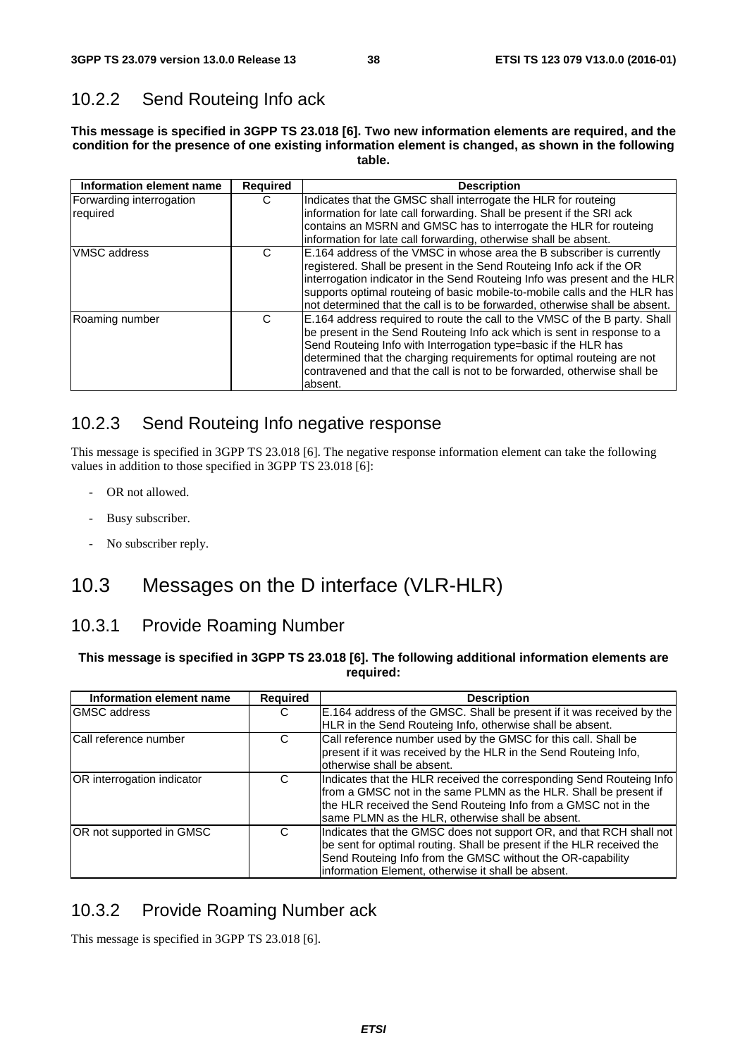## 10.2.2 Send Routeing Info ack

**This message is specified in 3GPP TS 23.018 [6]. Two new information elements are required, and the condition for the presence of one existing information element is changed, as shown in the following table.**

| Information element name | Required | Description |
|---|---|---|
| Forwarding interrogation required | C | Indicates that the GMSC shall interrogate the HLR for routeing information for late call forwarding. Shall be present if the SRI ack contains an MSRN and GMSC has to interrogate the HLR for routeing information for late call forwarding, otherwise shall be absent. |
| VMSC address | C | E.164 address of the VMSC in whose area the B subscriber is currently registered. Shall be present in the Send Routeing Info ack if the OR interrogation indicator in the Send Routeing Info was present and the HLR supports optimal routeing of basic mobile-to-mobile calls and the HLR has not determined that the call is to be forwarded, otherwise shall be absent. |
| Roaming number | C | E.164 address required to route the call to the VMSC of the B party. Shall be present in the Send Routeing Info ack which is sent in response to a Send Routeing Info with Interrogation type=basic if the HLR has determined that the charging requirements for optimal routeing are not contravened and that the call is not to be forwarded, otherwise shall be absent. |

## 10.2.3 Send Routeing Info negative response

This message is specified in 3GPP TS 23.018 [6]. The negative response information element can take the following values in addition to those specified in 3GPP TS 23.018 [6]:

- OR not allowed.
- Busy subscriber.
- No subscriber reply.

# 10.3 Messages on the D interface (VLR-HLR)

## 10.3.1 Provide Roaming Number

**This message is specified in 3GPP TS 23.018 [6]. The following additional information elements are required:**

| Information element name | Required | Description |
|---|---|---|
| GMSC address | C | E.164 address of the GMSC. Shall be present if it was received by the HLR in the Send Routeing Info, otherwise shall be absent. |
| Call reference number | C | Call reference number used by the GMSC for this call. Shall be present if it was received by the HLR in the Send Routeing Info, otherwise shall be absent. |
| OR interrogation indicator | C | Indicates that the HLR received the corresponding Send Routeing Info from a GMSC not in the same PLMN as the HLR. Shall be present if the HLR received the Send Routeing Info from a GMSC not in the same PLMN as the HLR, otherwise shall be absent. |
| OR not supported in GMSC | C | Indicates that the GMSC does not support OR, and that RCH shall not be sent for optimal routing. Shall be present if the HLR received the Send Routeing Info from the GMSC without the OR-capability information Element, otherwise it shall be absent. |

## 10.3.2 Provide Roaming Number ack

This message is specified in 3GPP TS 23.018 [6].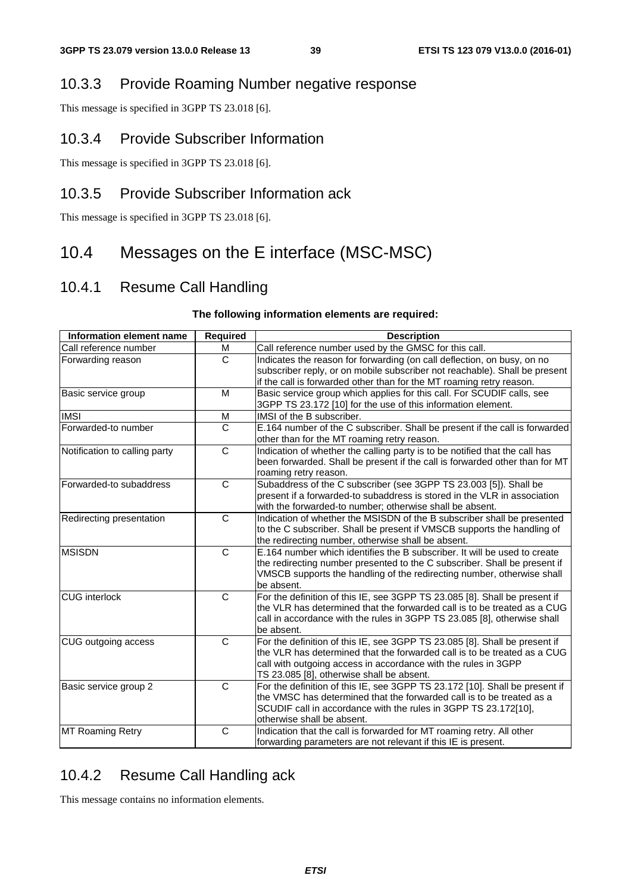### 10.3.3 Provide Roaming Number negative response

This message is specified in 3GPP TS 23.018 [6].

### 10.3.4 Provide Subscriber Information

This message is specified in 3GPP TS 23.018 [6].

### 10.3.5 Provide Subscriber Information ack

This message is specified in 3GPP TS 23.018 [6].

## 10.4 Messages on the E interface (MSC-MSC)

### 10.4.1 Resume Call Handling

**The following information elements are required:**

| Information element name | Required | Description |
|---|---|---|
| Call reference number | M | Call reference number used by the GMSC for this call. |
| Forwarding reason | C | Indicates the reason for forwarding (on call deflection, on busy, on no subscriber reply, or on mobile subscriber not reachable). Shall be present if the call is forwarded other than for the MT roaming retry reason. |
| Basic service group | M | Basic service group which applies for this call. For SCUDIF calls, see 3GPP TS 23.172 [10] for the use of this information element. |
| IMSI | M | IMSI of the B subscriber. |
| Forwarded-to number | C | E.164 number of the C subscriber. Shall be present if the call is forwarded other than for the MT roaming retry reason. |
| Notification to calling party | C | Indication of whether the calling party is to be notified that the call has been forwarded. Shall be present if the call is forwarded other than for MT roaming retry reason. |
| Forwarded-to subaddress | C | Subaddress of the C subscriber (see 3GPP TS 23.003 [5]). Shall be present if a forwarded-to subaddress is stored in the VLR in association with the forwarded-to number; otherwise shall be absent. |
| Redirecting presentation | C | Indication of whether the MSISDN of the B subscriber shall be presented to the C subscriber. Shall be present if VMSCB supports the handling of the redirecting number, otherwise shall be absent. |
| MSISDN | C | E.164 number which identifies the B subscriber. It will be used to create the redirecting number presented to the C subscriber. Shall be present if VMSCB supports the handling of the redirecting number, otherwise shall be absent. |
| CUG interlock | C | For the definition of this IE, see 3GPP TS 23.085 [8]. Shall be present if the VLR has determined that the forwarded call is to be treated as a CUG call in accordance with the rules in 3GPP TS 23.085 [8], otherwise shall be absent. |
| CUG outgoing access | C | For the definition of this IE, see 3GPP TS 23.085 [8]. Shall be present if the VLR has determined that the forwarded call is to be treated as a CUG call with outgoing access in accordance with the rules in 3GPP TS 23.085 [8], otherwise shall be absent. |
| Basic service group 2 | C | For the definition of this IE, see 3GPP TS 23.172 [10]. Shall be present if the VMSC has determined that the forwarded call is to be treated as a SCUDIF call in accordance with the rules in 3GPP TS 23.172[10], otherwise shall be absent. |
| MT Roaming Retry | C | Indication that the call is forwarded for MT roaming retry. All other forwarding parameters are not relevant if this IE is present. |

### 10.4.2 Resume Call Handling ack

This message contains no information elements.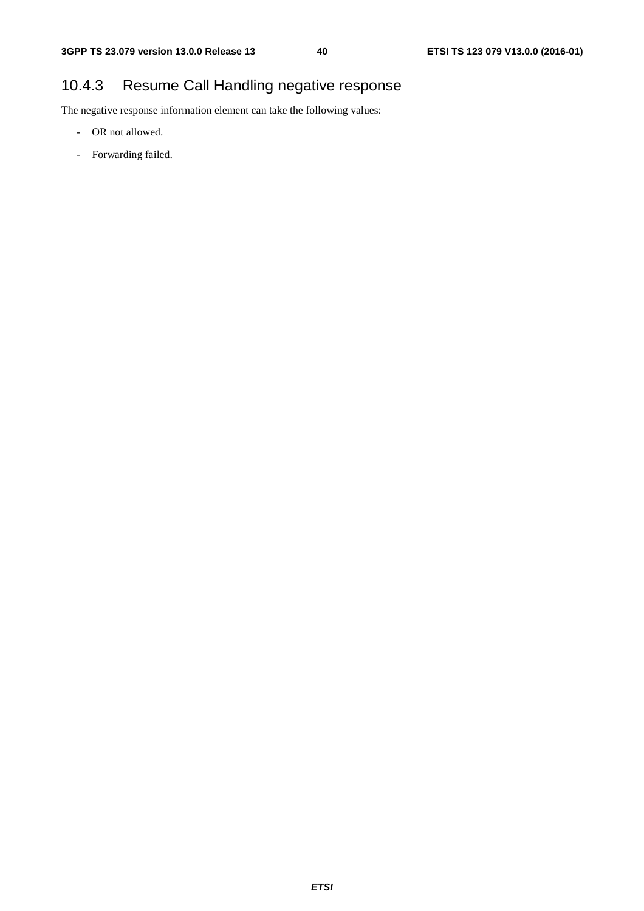### 10.4.3 Resume Call Handling negative response

The negative response information element can take the following values:

- OR not allowed.
- Forwarding failed.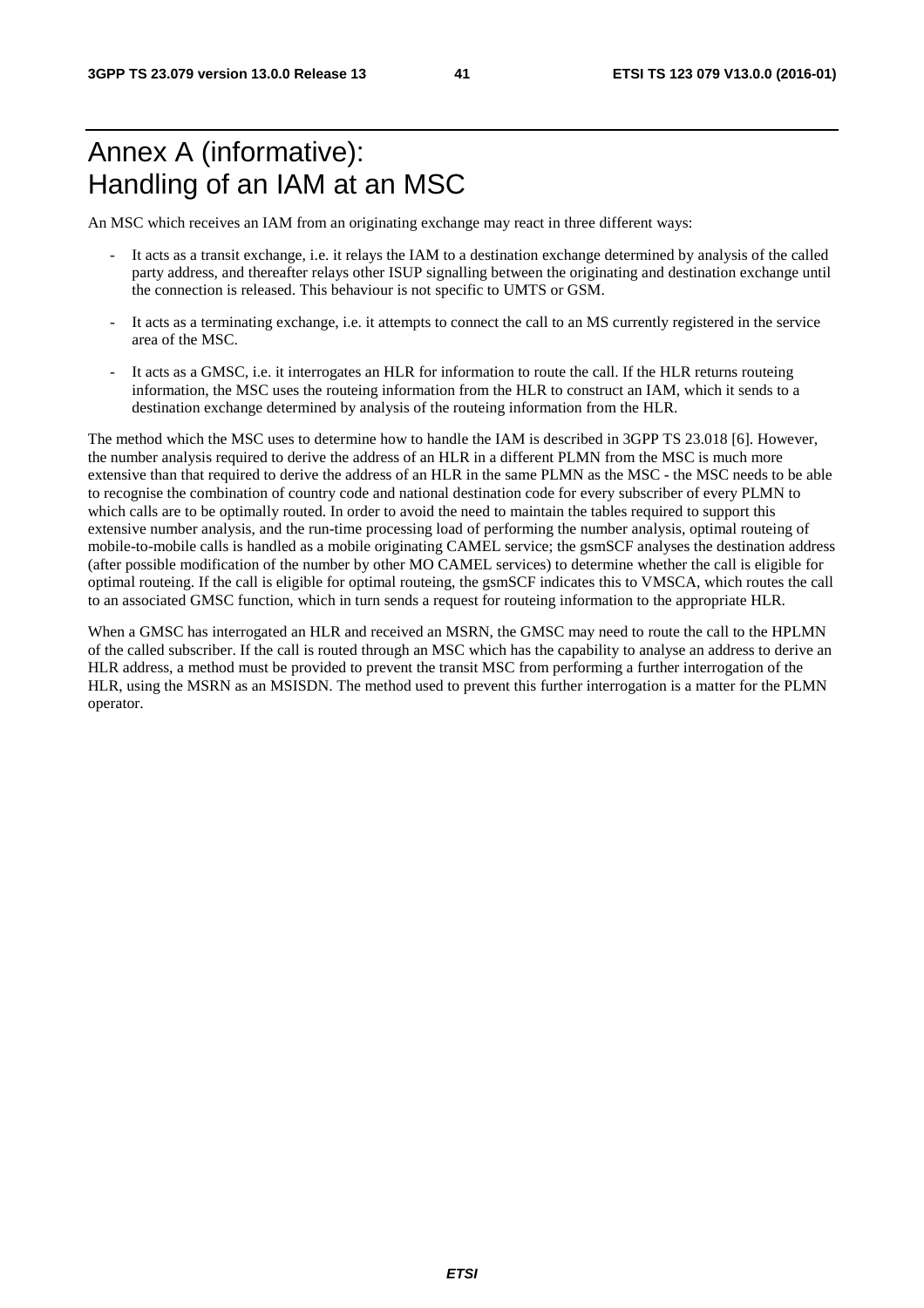# Annex A (informative): Handling of an IAM at an MSC

An MSC which receives an IAM from an originating exchange may react in three different ways:

- It acts as a transit exchange, i.e. it relays the IAM to a destination exchange determined by analysis of the called party address, and thereafter relays other ISUP signalling between the originating and destination exchange until the connection is released. This behaviour is not specific to UMTS or GSM.
- It acts as a terminating exchange, i.e. it attempts to connect the call to an MS currently registered in the service area of the MSC.
- It acts as a GMSC, i.e. it interrogates an HLR for information to route the call. If the HLR returns routeing information, the MSC uses the routeing information from the HLR to construct an IAM, which it sends to a destination exchange determined by analysis of the routeing information from the HLR.

The method which the MSC uses to determine how to handle the IAM is described in 3GPP TS 23.018 [6]. However, the number analysis required to derive the address of an HLR in a different PLMN from the MSC is much more extensive than that required to derive the address of an HLR in the same PLMN as the MSC - the MSC needs to be able to recognise the combination of country code and national destination code for every subscriber of every PLMN to which calls are to be optimally routed. In order to avoid the need to maintain the tables required to support this extensive number analysis, and the run-time processing load of performing the number analysis, optimal routeing of mobile-to-mobile calls is handled as a mobile originating CAMEL service; the gsmSCF analyses the destination address (after possible modification of the number by other MO CAMEL services) to determine whether the call is eligible for optimal routeing. If the call is eligible for optimal routeing, the gsmSCF indicates this to VMSCA, which routes the call to an associated GMSC function, which in turn sends a request for routeing information to the appropriate HLR.

When a GMSC has interrogated an HLR and received an MSRN, the GMSC may need to route the call to the HPLMN of the called subscriber. If the call is routed through an MSC which has the capability to analyse an address to derive an HLR address, a method must be provided to prevent the transit MSC from performing a further interrogation of the HLR, using the MSRN as an MSISDN. The method used to prevent this further interrogation is a matter for the PLMN operator.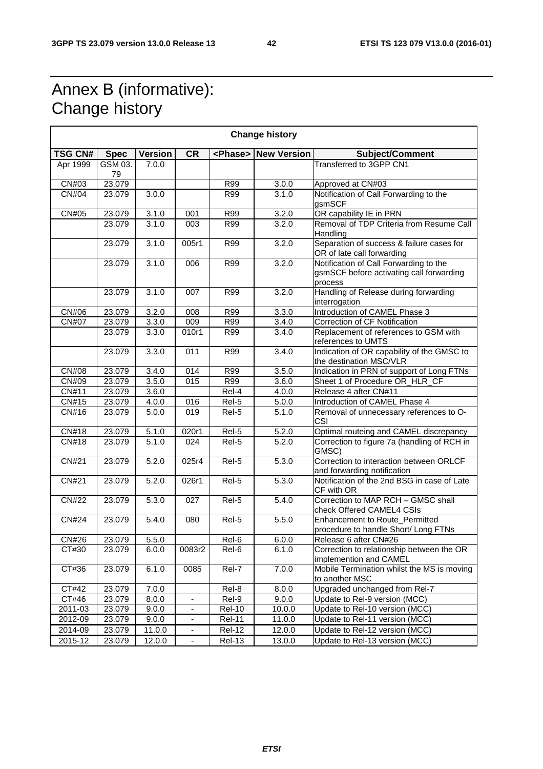# Annex B (informative): Change history

| Change history | | | | | | |
|---|---|---|---|---|---|---|
| **TSG CN#** | **Spec** | **Version** | **CR** | **<Phase>** | **New Version** | **Subject/Comment** |
| Apr 1999 | GSM 03.79 | 7.0.0 | | | | Transferred to 3GPP CN1 |
| CN#03 | 23.079 | | | R99 | 3.0.0 | Approved at CN#03 |
| CN#04 | 23.079 | 3.0.0 | | R99 | 3.1.0 | Notification of Call Forwarding to the gsmSCF |
| CN#05 | 23.079 | 3.1.0 | 001 | R99 | 3.2.0 | OR capability IE in PRN |
| | 23.079 | 3.1.0 | 003 | R99 | 3.2.0 | Removal of TDP Criteria from Resume Call Handling |
| | 23.079 | 3.1.0 | 005r1 | R99 | 3.2.0 | Separation of success & failure cases for OR of late call forwarding |
| | 23.079 | 3.1.0 | 006 | R99 | 3.2.0 | Notification of Call Forwarding to the gsmSCF before activating call forwarding process |
| | 23.079 | 3.1.0 | 007 | R99 | 3.2.0 | Handling of Release during forwarding interrogation |
| CN#06 | 23.079 | 3.2.0 | 008 | R99 | 3.3.0 | Introduction of CAMEL Phase 3 |
| CN#07 | 23.079 | 3.3.0 | 009 | R99 | 3.4.0 | Correction of CF Notification |
| | 23.079 | 3.3.0 | 010r1 | R99 | 3.4.0 | Replacement of references to GSM with references to UMTS |
| | 23.079 | 3.3.0 | 011 | R99 | 3.4.0 | Indication of OR capability of the GMSC to the destination MSC/VLR |
| CN#08 | 23.079 | 3.4.0 | 014 | R99 | 3.5.0 | Indication in PRN of support of Long FTNs |
| CN#09 | 23.079 | 3.5.0 | 015 | R99 | 3.6.0 | Sheet 1 of Procedure OR_HLR_CF |
| CN#11 | 23.079 | 3.6.0 | | Rel-4 | 4.0.0 | Release 4 after CN#11 |
| CN#15 | 23.079 | 4.0.0 | 016 | Rel-5 | 5.0.0 | Introduction of CAMEL Phase 4 |
| CN#16 | 23.079 | 5.0.0 | 019 | Rel-5 | 5.1.0 | Removal of unnecessary references to O-CSI |
| CN#18 | 23.079 | 5.1.0 | 020r1 | Rel-5 | 5.2.0 | Optimal routeing and CAMEL discrepancy |
| CN#18 | 23.079 | 5.1.0 | 024 | Rel-5 | 5.2.0 | Correction to figure 7a (handling of RCH in GMSC) |
| CN#21 | 23.079 | 5.2.0 | 025r4 | Rel-5 | 5.3.0 | Correction to interaction between ORLCF and forwarding notification |
| CN#21 | 23.079 | 5.2.0 | 026r1 | Rel-5 | 5.3.0 | Notification of the 2nd BSG in case of Late CF with OR |
| CN#22 | 23.079 | 5.3.0 | 027 | Rel-5 | 5.4.0 | Correction to MAP RCH – GMSC shall check Offered CAMEL4 CSIs |
| CN#24 | 23.079 | 5.4.0 | 080 | Rel-5 | 5.5.0 | Enhancement to Route_Permitted procedure to handle Short/ Long FTNs |
| CN#26 | 23.079 | 5.5.0 | | Rel-6 | 6.0.0 | Release 6 after CN#26 |
| CT#30 | 23.079 | 6.0.0 | 0083r2 | Rel-6 | 6.1.0 | Correction to relationship between the OR implemention and CAMEL |
| CT#36 | 23.079 | 6.1.0 | 0085 | Rel-7 | 7.0.0 | Mobile Termination whilst the MS is moving to another MSC |
| CT#42 | 23.079 | 7.0.0 | | Rel-8 | 8.0.0 | Upgraded unchanged from Rel-7 |
| CT#46 | 23.079 | 8.0.0 | - | Rel-9 | 9.0.0 | Update to Rel-9 version (MCC) |
| 2011-03 | 23.079 | 9.0.0 | - | Rel-10 | 10.0.0 | Update to Rel-10 version (MCC) |
| 2012-09 | 23.079 | 9.0.0 | - | Rel-11 | 11.0.0 | Update to Rel-11 version (MCC) |
| 2014-09 | 23.079 | 11.0.0 | - | Rel-12 | 12.0.0 | Update to Rel-12 version (MCC) |
| 2015-12 | 23.079 | 12.0.0 | - | Rel-13 | 13.0.0 | Update to Rel-13 version (MCC) |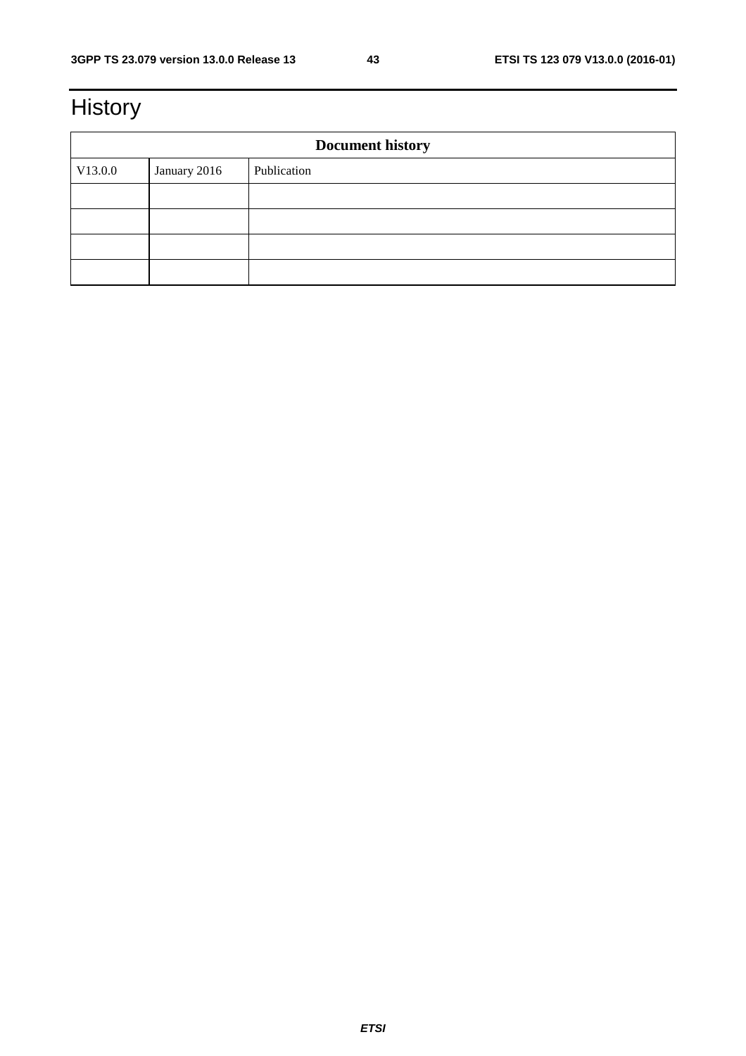# History

| Document history | | |
|---|---|---|
| V13.0.0 | January 2016 | Publication |
| | | |
| | | |
| | | |
| | | |